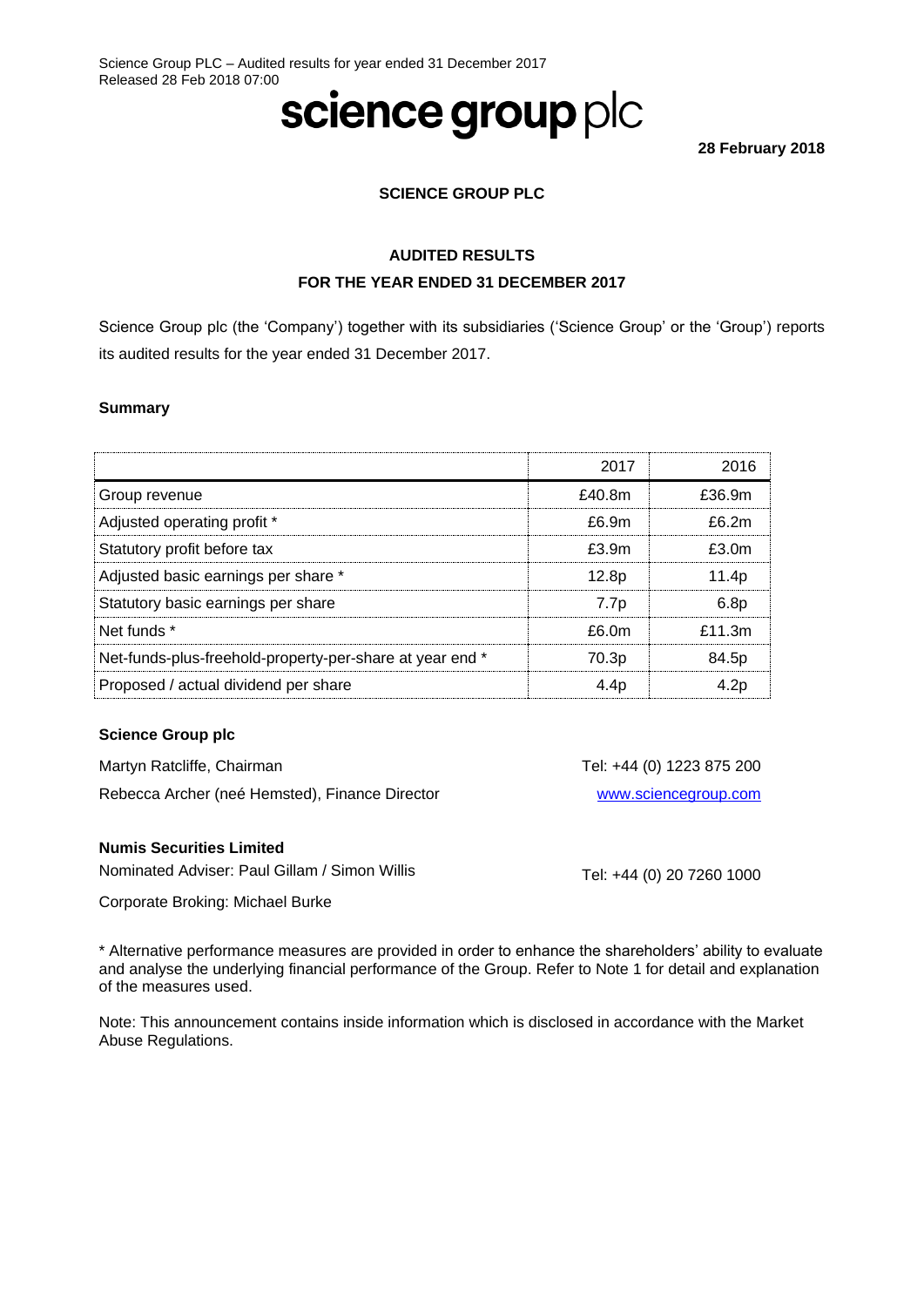Science Group PLC – Audited results for year ended 31 December 2017
Released 28 Feb 2018 07:00

# science group plc

**28 February 2018**

**SCIENCE GROUP PLC**

**AUDITED RESULTS**
**FOR THE YEAR ENDED 31 DECEMBER 2017**

Science Group plc (the 'Company') together with its subsidiaries ('Science Group' or the 'Group') reports its audited results for the year ended 31 December 2017.

### Summary

| | 2017 | 2016 |
|---|---|---|
| Group revenue | £40.8m | £36.9m |
| Adjusted operating profit * | £6.9m | £6.2m |
| Statutory profit before tax | £3.9m | £3.0m |
| Adjusted basic earnings per share * | 12.8p | 11.4p |
| Statutory basic earnings per share | 7.7p | 6.8p |
| Net funds * | £6.0m | £11.3m |
| Net-funds-plus-freehold-property-per-share at year end * | 70.3p | 84.5p |
| Proposed / actual dividend per share | 4.4p | 4.2p |

**Science Group plc**

Martyn Ratcliffe, Chairman — Tel: +44 (0) 1223 875 200

Rebecca Archer (neé Hemsted), Finance Director — www.sciencegroup.com

**Numis Securities Limited**

Nominated Adviser: Paul Gillam / Simon Willis — Tel: +44 (0) 20 7260 1000

Corporate Broking: Michael Burke

* Alternative performance measures are provided in order to enhance the shareholders' ability to evaluate and analyse the underlying financial performance of the Group. Refer to Note 1 for detail and explanation of the measures used.

Note: This announcement contains inside information which is disclosed in accordance with the Market Abuse Regulations.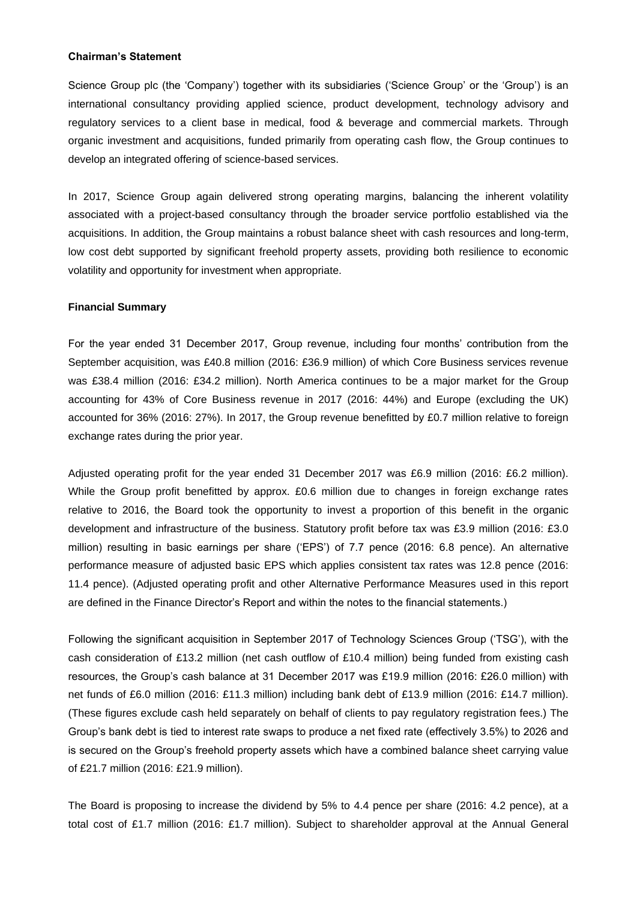**Chairman's Statement**

Science Group plc (the 'Company') together with its subsidiaries ('Science Group' or the 'Group') is an international consultancy providing applied science, product development, technology advisory and regulatory services to a client base in medical, food & beverage and commercial markets. Through organic investment and acquisitions, funded primarily from operating cash flow, the Group continues to develop an integrated offering of science-based services.

In 2017, Science Group again delivered strong operating margins, balancing the inherent volatility associated with a project-based consultancy through the broader service portfolio established via the acquisitions. In addition, the Group maintains a robust balance sheet with cash resources and long-term, low cost debt supported by significant freehold property assets, providing both resilience to economic volatility and opportunity for investment when appropriate.

**Financial Summary**

For the year ended 31 December 2017, Group revenue, including four months' contribution from the September acquisition, was £40.8 million (2016: £36.9 million) of which Core Business services revenue was £38.4 million (2016: £34.2 million). North America continues to be a major market for the Group accounting for 43% of Core Business revenue in 2017 (2016: 44%) and Europe (excluding the UK) accounted for 36% (2016: 27%). In 2017, the Group revenue benefitted by £0.7 million relative to foreign exchange rates during the prior year.

Adjusted operating profit for the year ended 31 December 2017 was £6.9 million (2016: £6.2 million). While the Group profit benefitted by approx. £0.6 million due to changes in foreign exchange rates relative to 2016, the Board took the opportunity to invest a proportion of this benefit in the organic development and infrastructure of the business. Statutory profit before tax was £3.9 million (2016: £3.0 million) resulting in basic earnings per share ('EPS') of 7.7 pence (2016: 6.8 pence). An alternative performance measure of adjusted basic EPS which applies consistent tax rates was 12.8 pence (2016: 11.4 pence). (Adjusted operating profit and other Alternative Performance Measures used in this report are defined in the Finance Director's Report and within the notes to the financial statements.)

Following the significant acquisition in September 2017 of Technology Sciences Group ('TSG'), with the cash consideration of £13.2 million (net cash outflow of £10.4 million) being funded from existing cash resources, the Group's cash balance at 31 December 2017 was £19.9 million (2016: £26.0 million) with net funds of £6.0 million (2016: £11.3 million) including bank debt of £13.9 million (2016: £14.7 million). (These figures exclude cash held separately on behalf of clients to pay regulatory registration fees.) The Group's bank debt is tied to interest rate swaps to produce a net fixed rate (effectively 3.5%) to 2026 and is secured on the Group's freehold property assets which have a combined balance sheet carrying value of £21.7 million (2016: £21.9 million).

The Board is proposing to increase the dividend by 5% to 4.4 pence per share (2016: 4.2 pence), at a total cost of £1.7 million (2016: £1.7 million). Subject to shareholder approval at the Annual General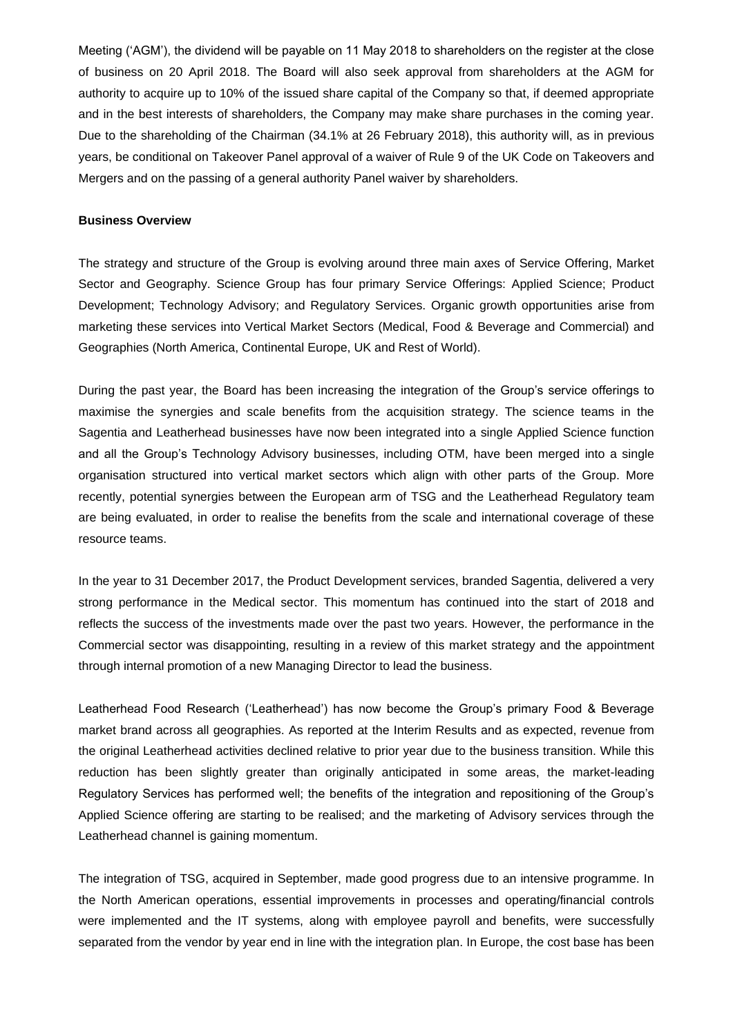Meeting ('AGM'), the dividend will be payable on 11 May 2018 to shareholders on the register at the close of business on 20 April 2018. The Board will also seek approval from shareholders at the AGM for authority to acquire up to 10% of the issued share capital of the Company so that, if deemed appropriate and in the best interests of shareholders, the Company may make share purchases in the coming year. Due to the shareholding of the Chairman (34.1% at 26 February 2018), this authority will, as in previous years, be conditional on Takeover Panel approval of a waiver of Rule 9 of the UK Code on Takeovers and Mergers and on the passing of a general authority Panel waiver by shareholders.

**Business Overview**

The strategy and structure of the Group is evolving around three main axes of Service Offering, Market Sector and Geography. Science Group has four primary Service Offerings: Applied Science; Product Development; Technology Advisory; and Regulatory Services. Organic growth opportunities arise from marketing these services into Vertical Market Sectors (Medical, Food & Beverage and Commercial) and Geographies (North America, Continental Europe, UK and Rest of World).

During the past year, the Board has been increasing the integration of the Group's service offerings to maximise the synergies and scale benefits from the acquisition strategy. The science teams in the Sagentia and Leatherhead businesses have now been integrated into a single Applied Science function and all the Group's Technology Advisory businesses, including OTM, have been merged into a single organisation structured into vertical market sectors which align with other parts of the Group. More recently, potential synergies between the European arm of TSG and the Leatherhead Regulatory team are being evaluated, in order to realise the benefits from the scale and international coverage of these resource teams.

In the year to 31 December 2017, the Product Development services, branded Sagentia, delivered a very strong performance in the Medical sector. This momentum has continued into the start of 2018 and reflects the success of the investments made over the past two years. However, the performance in the Commercial sector was disappointing, resulting in a review of this market strategy and the appointment through internal promotion of a new Managing Director to lead the business.

Leatherhead Food Research ('Leatherhead') has now become the Group's primary Food & Beverage market brand across all geographies. As reported at the Interim Results and as expected, revenue from the original Leatherhead activities declined relative to prior year due to the business transition. While this reduction has been slightly greater than originally anticipated in some areas, the market-leading Regulatory Services has performed well; the benefits of the integration and repositioning of the Group's Applied Science offering are starting to be realised; and the marketing of Advisory services through the Leatherhead channel is gaining momentum.

The integration of TSG, acquired in September, made good progress due to an intensive programme. In the North American operations, essential improvements in processes and operating/financial controls were implemented and the IT systems, along with employee payroll and benefits, were successfully separated from the vendor by year end in line with the integration plan. In Europe, the cost base has been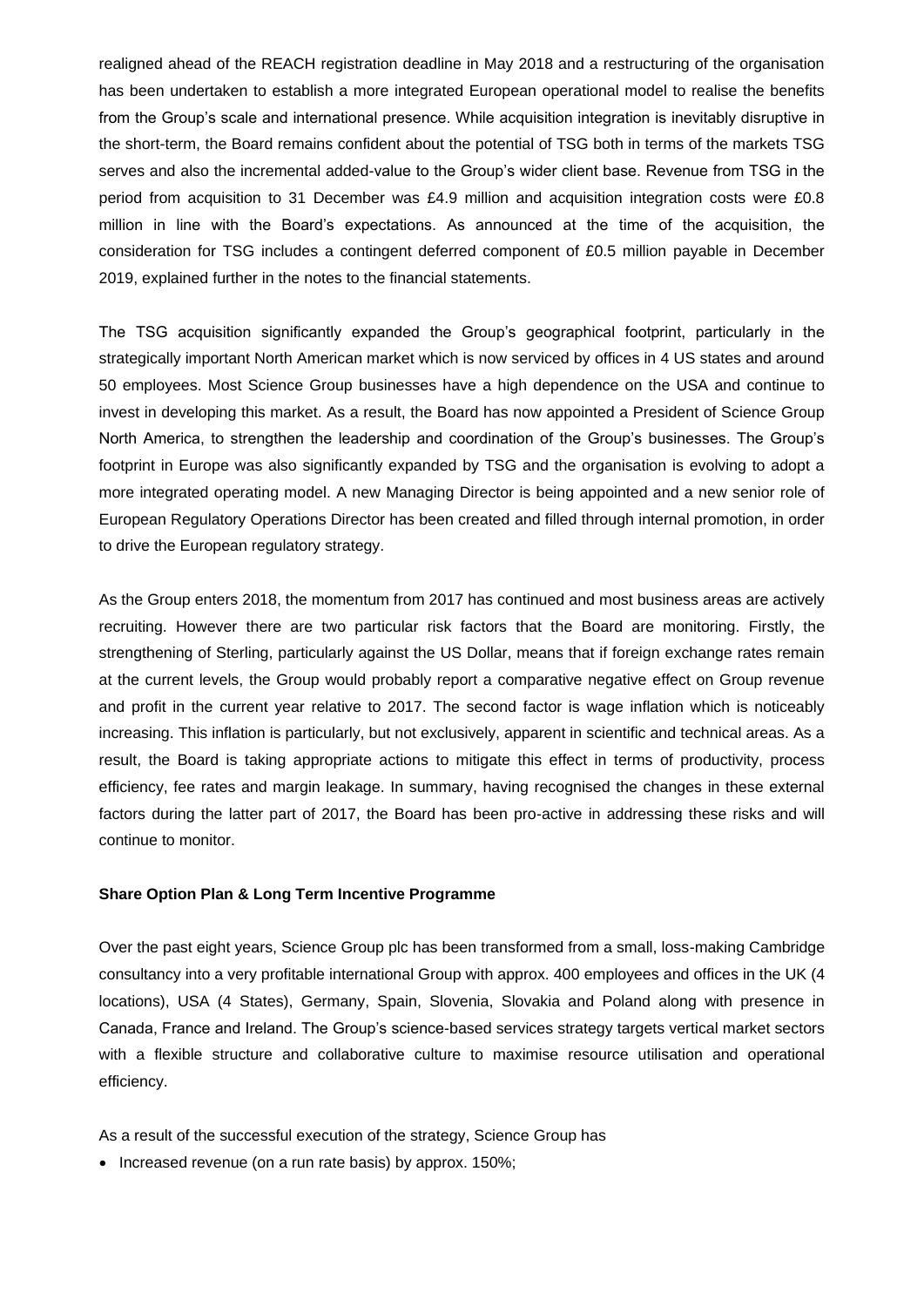realigned ahead of the REACH registration deadline in May 2018 and a restructuring of the organisation has been undertaken to establish a more integrated European operational model to realise the benefits from the Group's scale and international presence. While acquisition integration is inevitably disruptive in the short-term, the Board remains confident about the potential of TSG both in terms of the markets TSG serves and also the incremental added-value to the Group's wider client base. Revenue from TSG in the period from acquisition to 31 December was £4.9 million and acquisition integration costs were £0.8 million in line with the Board's expectations. As announced at the time of the acquisition, the consideration for TSG includes a contingent deferred component of £0.5 million payable in December 2019, explained further in the notes to the financial statements.

The TSG acquisition significantly expanded the Group's geographical footprint, particularly in the strategically important North American market which is now serviced by offices in 4 US states and around 50 employees. Most Science Group businesses have a high dependence on the USA and continue to invest in developing this market. As a result, the Board has now appointed a President of Science Group North America, to strengthen the leadership and coordination of the Group's businesses. The Group's footprint in Europe was also significantly expanded by TSG and the organisation is evolving to adopt a more integrated operating model. A new Managing Director is being appointed and a new senior role of European Regulatory Operations Director has been created and filled through internal promotion, in order to drive the European regulatory strategy.

As the Group enters 2018, the momentum from 2017 has continued and most business areas are actively recruiting. However there are two particular risk factors that the Board are monitoring. Firstly, the strengthening of Sterling, particularly against the US Dollar, means that if foreign exchange rates remain at the current levels, the Group would probably report a comparative negative effect on Group revenue and profit in the current year relative to 2017. The second factor is wage inflation which is noticeably increasing. This inflation is particularly, but not exclusively, apparent in scientific and technical areas. As a result, the Board is taking appropriate actions to mitigate this effect in terms of productivity, process efficiency, fee rates and margin leakage. In summary, having recognised the changes in these external factors during the latter part of 2017, the Board has been pro-active in addressing these risks and will continue to monitor.

**Share Option Plan & Long Term Incentive Programme**

Over the past eight years, Science Group plc has been transformed from a small, loss-making Cambridge consultancy into a very profitable international Group with approx. 400 employees and offices in the UK (4 locations), USA (4 States), Germany, Spain, Slovenia, Slovakia and Poland along with presence in Canada, France and Ireland. The Group's science-based services strategy targets vertical market sectors with a flexible structure and collaborative culture to maximise resource utilisation and operational efficiency.

As a result of the successful execution of the strategy, Science Group has

- Increased revenue (on a run rate basis) by approx. 150%;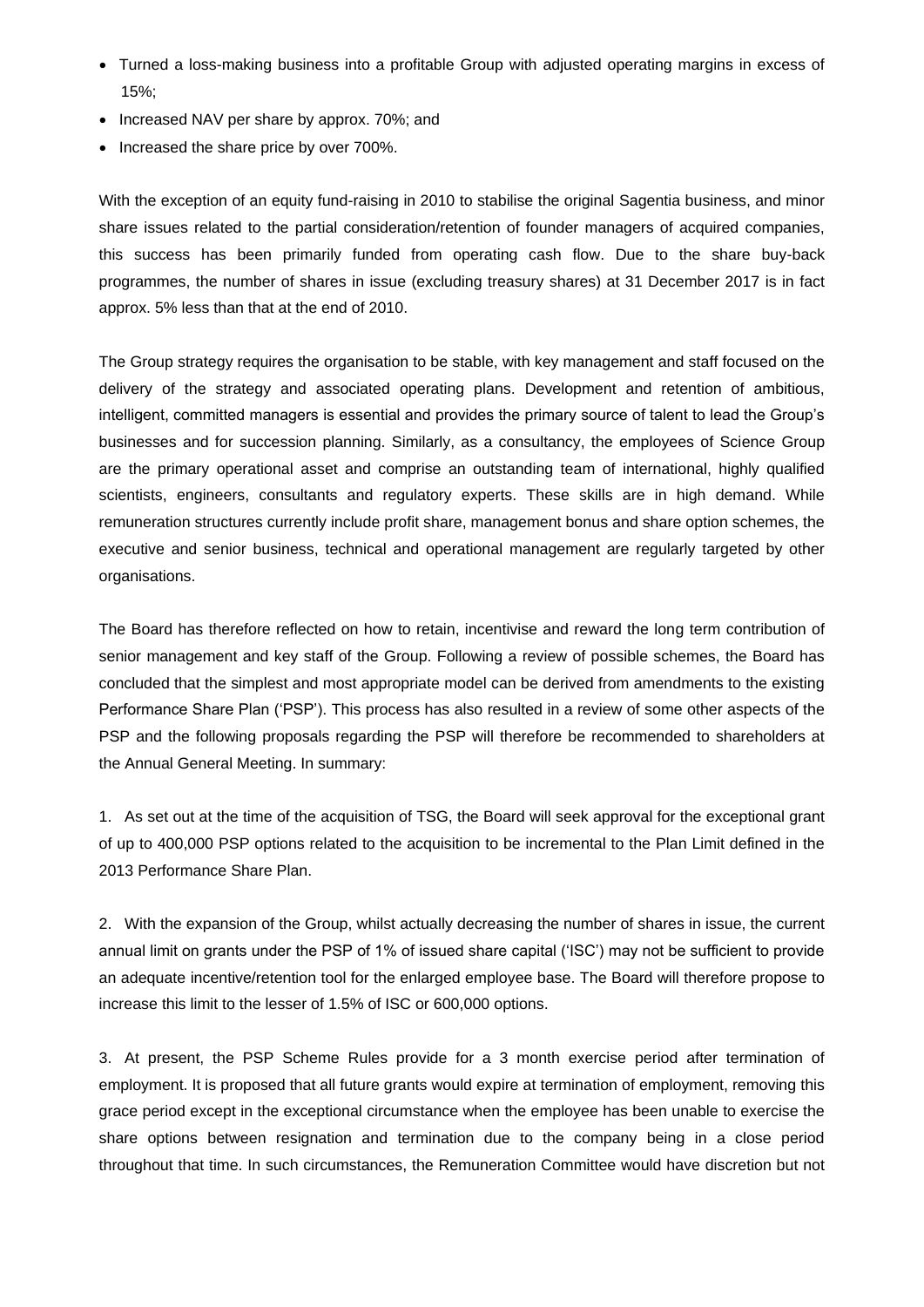- Turned a loss-making business into a profitable Group with adjusted operating margins in excess of 15%;
- Increased NAV per share by approx. 70%; and
- Increased the share price by over 700%.

With the exception of an equity fund-raising in 2010 to stabilise the original Sagentia business, and minor share issues related to the partial consideration/retention of founder managers of acquired companies, this success has been primarily funded from operating cash flow. Due to the share buy-back programmes, the number of shares in issue (excluding treasury shares) at 31 December 2017 is in fact approx. 5% less than that at the end of 2010.

The Group strategy requires the organisation to be stable, with key management and staff focused on the delivery of the strategy and associated operating plans. Development and retention of ambitious, intelligent, committed managers is essential and provides the primary source of talent to lead the Group's businesses and for succession planning. Similarly, as a consultancy, the employees of Science Group are the primary operational asset and comprise an outstanding team of international, highly qualified scientists, engineers, consultants and regulatory experts. These skills are in high demand. While remuneration structures currently include profit share, management bonus and share option schemes, the executive and senior business, technical and operational management are regularly targeted by other organisations.

The Board has therefore reflected on how to retain, incentivise and reward the long term contribution of senior management and key staff of the Group. Following a review of possible schemes, the Board has concluded that the simplest and most appropriate model can be derived from amendments to the existing Performance Share Plan ('PSP'). This process has also resulted in a review of some other aspects of the PSP and the following proposals regarding the PSP will therefore be recommended to shareholders at the Annual General Meeting. In summary:

1. As set out at the time of the acquisition of TSG, the Board will seek approval for the exceptional grant of up to 400,000 PSP options related to the acquisition to be incremental to the Plan Limit defined in the 2013 Performance Share Plan.

2. With the expansion of the Group, whilst actually decreasing the number of shares in issue, the current annual limit on grants under the PSP of 1% of issued share capital ('ISC') may not be sufficient to provide an adequate incentive/retention tool for the enlarged employee base. The Board will therefore propose to increase this limit to the lesser of 1.5% of ISC or 600,000 options.

3. At present, the PSP Scheme Rules provide for a 3 month exercise period after termination of employment. It is proposed that all future grants would expire at termination of employment, removing this grace period except in the exceptional circumstance when the employee has been unable to exercise the share options between resignation and termination due to the company being in a close period throughout that time. In such circumstances, the Remuneration Committee would have discretion but not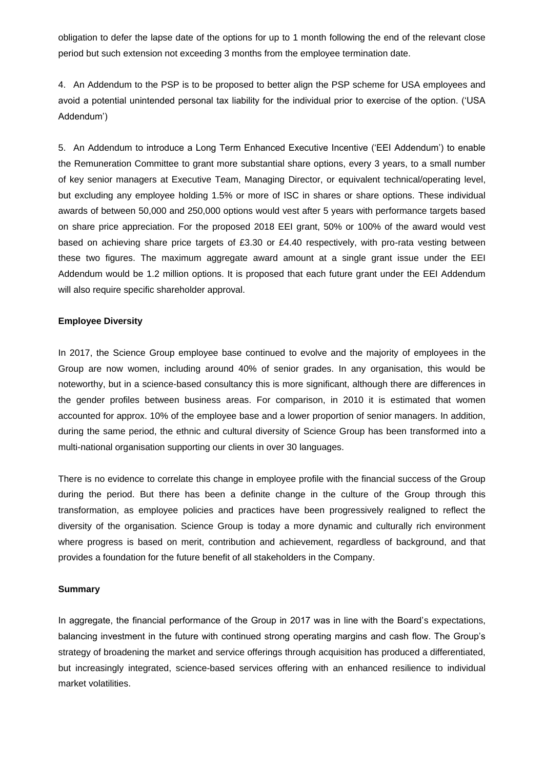obligation to defer the lapse date of the options for up to 1 month following the end of the relevant close period but such extension not exceeding 3 months from the employee termination date.

4. An Addendum to the PSP is to be proposed to better align the PSP scheme for USA employees and avoid a potential unintended personal tax liability for the individual prior to exercise of the option. ('USA Addendum')

5. An Addendum to introduce a Long Term Enhanced Executive Incentive ('EEI Addendum') to enable the Remuneration Committee to grant more substantial share options, every 3 years, to a small number of key senior managers at Executive Team, Managing Director, or equivalent technical/operating level, but excluding any employee holding 1.5% or more of ISC in shares or share options. These individual awards of between 50,000 and 250,000 options would vest after 5 years with performance targets based on share price appreciation. For the proposed 2018 EEI grant, 50% or 100% of the award would vest based on achieving share price targets of £3.30 or £4.40 respectively, with pro-rata vesting between these two figures. The maximum aggregate award amount at a single grant issue under the EEI Addendum would be 1.2 million options. It is proposed that each future grant under the EEI Addendum will also require specific shareholder approval.

**Employee Diversity**

In 2017, the Science Group employee base continued to evolve and the majority of employees in the Group are now women, including around 40% of senior grades. In any organisation, this would be noteworthy, but in a science-based consultancy this is more significant, although there are differences in the gender profiles between business areas. For comparison, in 2010 it is estimated that women accounted for approx. 10% of the employee base and a lower proportion of senior managers. In addition, during the same period, the ethnic and cultural diversity of Science Group has been transformed into a multi-national organisation supporting our clients in over 30 languages.

There is no evidence to correlate this change in employee profile with the financial success of the Group during the period. But there has been a definite change in the culture of the Group through this transformation, as employee policies and practices have been progressively realigned to reflect the diversity of the organisation. Science Group is today a more dynamic and culturally rich environment where progress is based on merit, contribution and achievement, regardless of background, and that provides a foundation for the future benefit of all stakeholders in the Company.

**Summary**

In aggregate, the financial performance of the Group in 2017 was in line with the Board's expectations, balancing investment in the future with continued strong operating margins and cash flow. The Group's strategy of broadening the market and service offerings through acquisition has produced a differentiated, but increasingly integrated, science-based services offering with an enhanced resilience to individual market volatilities.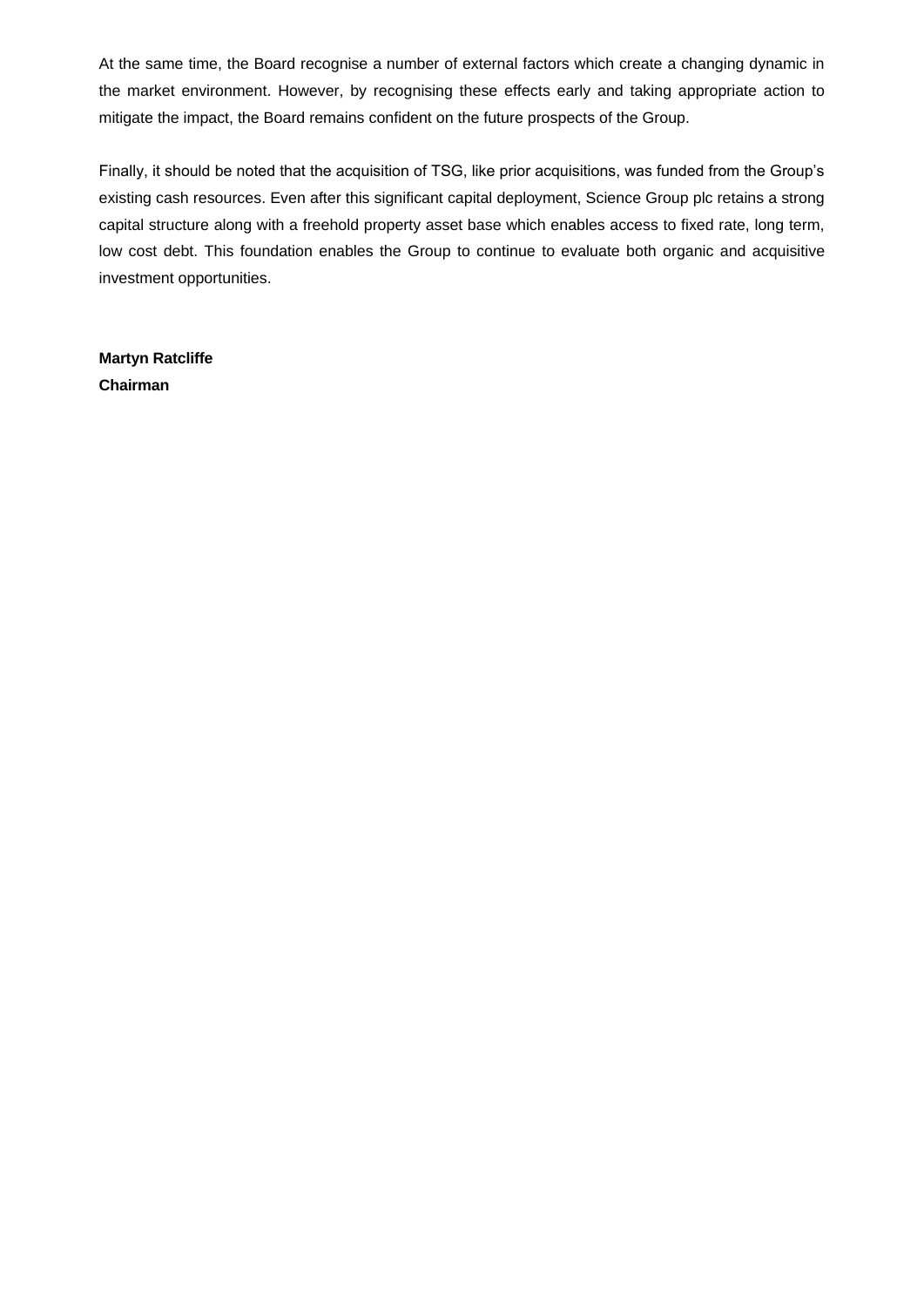At the same time, the Board recognise a number of external factors which create a changing dynamic in the market environment. However, by recognising these effects early and taking appropriate action to mitigate the impact, the Board remains confident on the future prospects of the Group.

Finally, it should be noted that the acquisition of TSG, like prior acquisitions, was funded from the Group's existing cash resources. Even after this significant capital deployment, Science Group plc retains a strong capital structure along with a freehold property asset base which enables access to fixed rate, long term, low cost debt. This foundation enables the Group to continue to evaluate both organic and acquisitive investment opportunities.

**Martyn Ratcliffe**
**Chairman**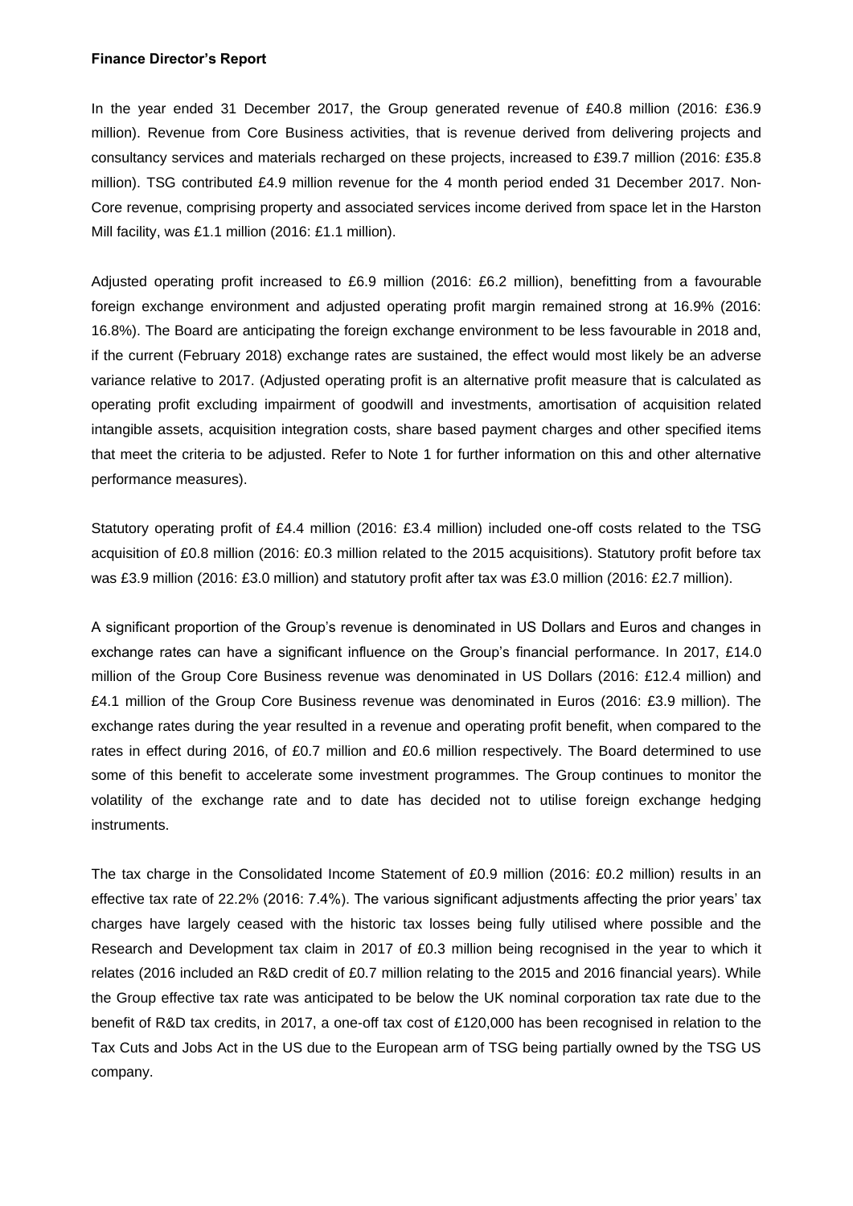**Finance Director's Report**

In the year ended 31 December 2017, the Group generated revenue of £40.8 million (2016: £36.9 million). Revenue from Core Business activities, that is revenue derived from delivering projects and consultancy services and materials recharged on these projects, increased to £39.7 million (2016: £35.8 million). TSG contributed £4.9 million revenue for the 4 month period ended 31 December 2017. Non-Core revenue, comprising property and associated services income derived from space let in the Harston Mill facility, was £1.1 million (2016: £1.1 million).

Adjusted operating profit increased to £6.9 million (2016: £6.2 million), benefitting from a favourable foreign exchange environment and adjusted operating profit margin remained strong at 16.9% (2016: 16.8%). The Board are anticipating the foreign exchange environment to be less favourable in 2018 and, if the current (February 2018) exchange rates are sustained, the effect would most likely be an adverse variance relative to 2017. (Adjusted operating profit is an alternative profit measure that is calculated as operating profit excluding impairment of goodwill and investments, amortisation of acquisition related intangible assets, acquisition integration costs, share based payment charges and other specified items that meet the criteria to be adjusted. Refer to Note 1 for further information on this and other alternative performance measures).

Statutory operating profit of £4.4 million (2016: £3.4 million) included one-off costs related to the TSG acquisition of £0.8 million (2016: £0.3 million related to the 2015 acquisitions). Statutory profit before tax was £3.9 million (2016: £3.0 million) and statutory profit after tax was £3.0 million (2016: £2.7 million).

A significant proportion of the Group's revenue is denominated in US Dollars and Euros and changes in exchange rates can have a significant influence on the Group's financial performance. In 2017, £14.0 million of the Group Core Business revenue was denominated in US Dollars (2016: £12.4 million) and £4.1 million of the Group Core Business revenue was denominated in Euros (2016: £3.9 million). The exchange rates during the year resulted in a revenue and operating profit benefit, when compared to the rates in effect during 2016, of £0.7 million and £0.6 million respectively. The Board determined to use some of this benefit to accelerate some investment programmes. The Group continues to monitor the volatility of the exchange rate and to date has decided not to utilise foreign exchange hedging instruments.

The tax charge in the Consolidated Income Statement of £0.9 million (2016: £0.2 million) results in an effective tax rate of 22.2% (2016: 7.4%). The various significant adjustments affecting the prior years' tax charges have largely ceased with the historic tax losses being fully utilised where possible and the Research and Development tax claim in 2017 of £0.3 million being recognised in the year to which it relates (2016 included an R&D credit of £0.7 million relating to the 2015 and 2016 financial years). While the Group effective tax rate was anticipated to be below the UK nominal corporation tax rate due to the benefit of R&D tax credits, in 2017, a one-off tax cost of £120,000 has been recognised in relation to the Tax Cuts and Jobs Act in the US due to the European arm of TSG being partially owned by the TSG US company.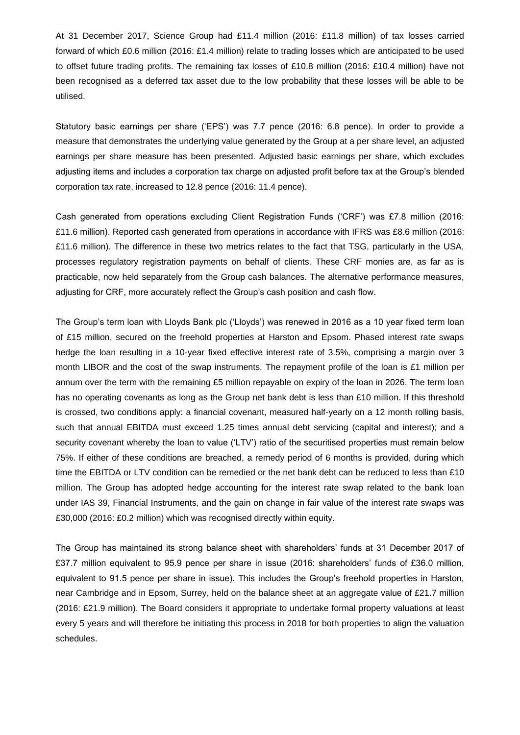At 31 December 2017, Science Group had £11.4 million (2016: £11.8 million) of tax losses carried forward of which £0.6 million (2016: £1.4 million) relate to trading losses which are anticipated to be used to offset future trading profits. The remaining tax losses of £10.8 million (2016: £10.4 million) have not been recognised as a deferred tax asset due to the low probability that these losses will be able to be utilised.

Statutory basic earnings per share ('EPS') was 7.7 pence (2016: 6.8 pence). In order to provide a measure that demonstrates the underlying value generated by the Group at a per share level, an adjusted earnings per share measure has been presented. Adjusted basic earnings per share, which excludes adjusting items and includes a corporation tax charge on adjusted profit before tax at the Group's blended corporation tax rate, increased to 12.8 pence (2016: 11.4 pence).

Cash generated from operations excluding Client Registration Funds ('CRF') was £7.8 million (2016: £11.6 million). Reported cash generated from operations in accordance with IFRS was £8.6 million (2016: £11.6 million). The difference in these two metrics relates to the fact that TSG, particularly in the USA, processes regulatory registration payments on behalf of clients. These CRF monies are, as far as is practicable, now held separately from the Group cash balances. The alternative performance measures, adjusting for CRF, more accurately reflect the Group's cash position and cash flow.

The Group's term loan with Lloyds Bank plc ('Lloyds') was renewed in 2016 as a 10 year fixed term loan of £15 million, secured on the freehold properties at Harston and Epsom. Phased interest rate swaps hedge the loan resulting in a 10-year fixed effective interest rate of 3.5%, comprising a margin over 3 month LIBOR and the cost of the swap instruments. The repayment profile of the loan is £1 million per annum over the term with the remaining £5 million repayable on expiry of the loan in 2026. The term loan has no operating covenants as long as the Group net bank debt is less than £10 million. If this threshold is crossed, two conditions apply: a financial covenant, measured half-yearly on a 12 month rolling basis, such that annual EBITDA must exceed 1.25 times annual debt servicing (capital and interest); and a security covenant whereby the loan to value ('LTV') ratio of the securitised properties must remain below 75%. If either of these conditions are breached, a remedy period of 6 months is provided, during which time the EBITDA or LTV condition can be remedied or the net bank debt can be reduced to less than £10 million. The Group has adopted hedge accounting for the interest rate swap related to the bank loan under IAS 39, Financial Instruments, and the gain on change in fair value of the interest rate swaps was £30,000 (2016: £0.2 million) which was recognised directly within equity.

The Group has maintained its strong balance sheet with shareholders' funds at 31 December 2017 of £37.7 million equivalent to 95.9 pence per share in issue (2016: shareholders' funds of £36.0 million, equivalent to 91.5 pence per share in issue). This includes the Group's freehold properties in Harston, near Cambridge and in Epsom, Surrey, held on the balance sheet at an aggregate value of £21.7 million (2016: £21.9 million). The Board considers it appropriate to undertake formal property valuations at least every 5 years and will therefore be initiating this process in 2018 for both properties to align the valuation schedules.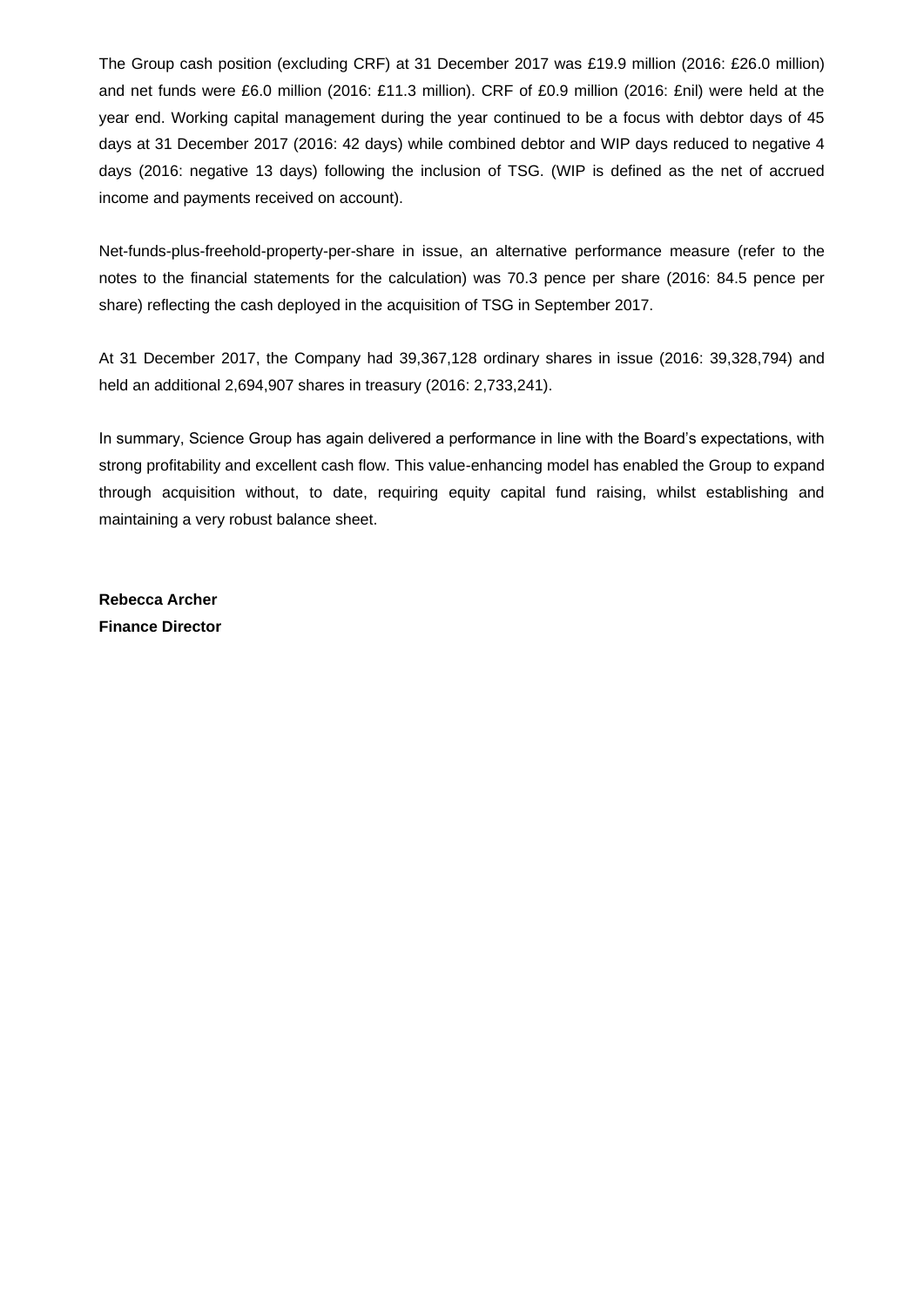The Group cash position (excluding CRF) at 31 December 2017 was £19.9 million (2016: £26.0 million) and net funds were £6.0 million (2016: £11.3 million). CRF of £0.9 million (2016: £nil) were held at the year end. Working capital management during the year continued to be a focus with debtor days of 45 days at 31 December 2017 (2016: 42 days) while combined debtor and WIP days reduced to negative 4 days (2016: negative 13 days) following the inclusion of TSG. (WIP is defined as the net of accrued income and payments received on account).

Net-funds-plus-freehold-property-per-share in issue, an alternative performance measure (refer to the notes to the financial statements for the calculation) was 70.3 pence per share (2016: 84.5 pence per share) reflecting the cash deployed in the acquisition of TSG in September 2017.

At 31 December 2017, the Company had 39,367,128 ordinary shares in issue (2016: 39,328,794) and held an additional 2,694,907 shares in treasury (2016: 2,733,241).

In summary, Science Group has again delivered a performance in line with the Board's expectations, with strong profitability and excellent cash flow. This value-enhancing model has enabled the Group to expand through acquisition without, to date, requiring equity capital fund raising, whilst establishing and maintaining a very robust balance sheet.

**Rebecca Archer**
**Finance Director**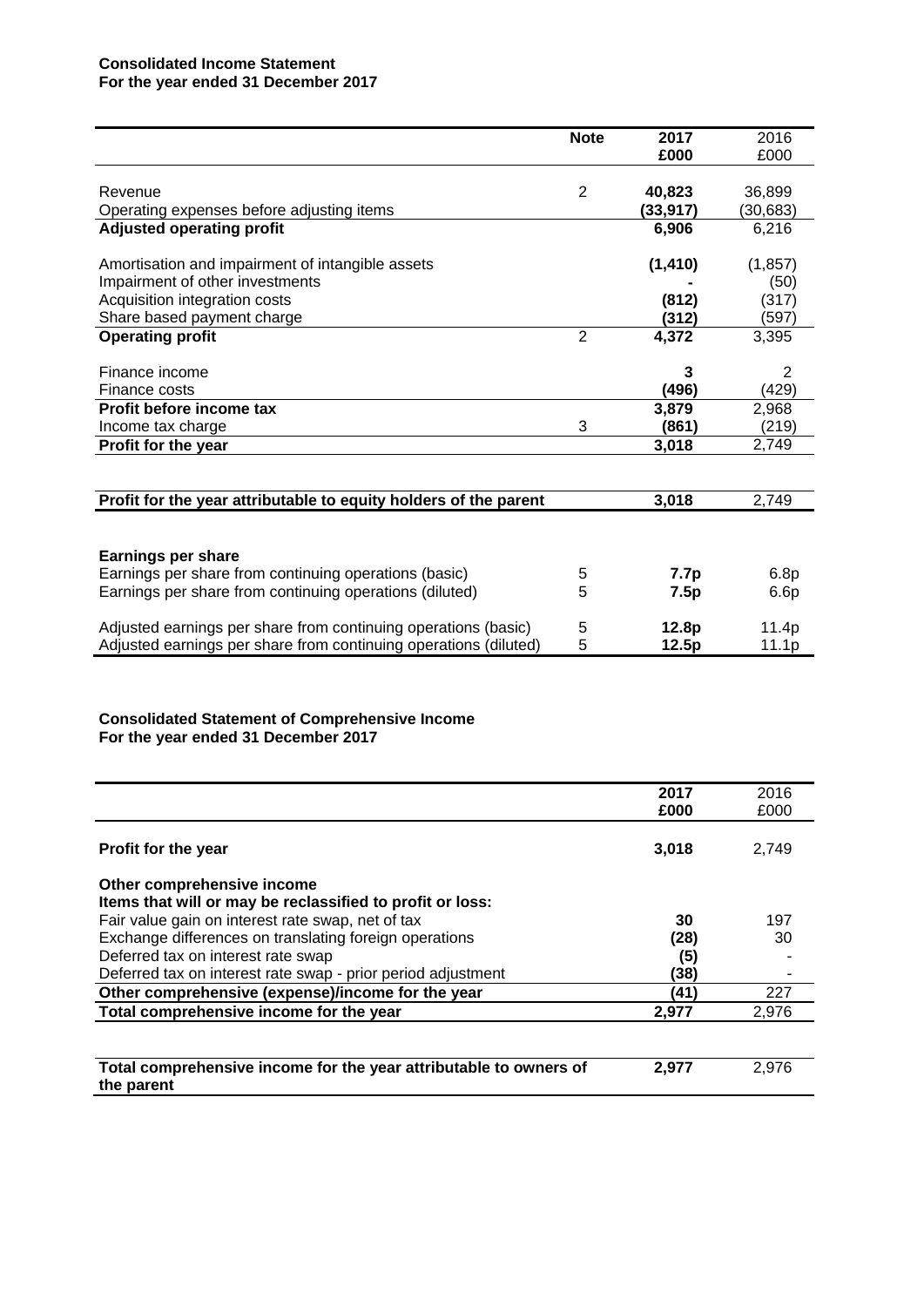**Consolidated Income Statement**
**For the year ended 31 December 2017**

| | Note | 2017<br>£000 | 2016<br>£000 |
|---|---|---|---|
| Revenue | 2 | **40,823** | 36,899 |
| Operating expenses before adjusting items | | **(33,917)** | (30,683) |
| **Adjusted operating profit** | | **6,906** | 6,216 |
| Amortisation and impairment of intangible assets | | **(1,410)** | (1,857) |
| Impairment of other investments | | **-** | (50) |
| Acquisition integration costs | | **(812)** | (317) |
| Share based payment charge | | **(312)** | (597) |
| **Operating profit** | 2 | **4,372** | 3,395 |
| Finance income | | **3** | 2 |
| Finance costs | | **(496)** | (429) |
| **Profit before income tax** | | **3,879** | 2,968 |
| Income tax charge | 3 | **(861)** | (219) |
| **Profit for the year** | | **3,018** | 2,749 |
| **Profit for the year attributable to equity holders of the parent** | | **3,018** | 2,749 |
| **Earnings per share** | | | |
| Earnings per share from continuing operations (basic) | 5 | **7.7p** | 6.8p |
| Earnings per share from continuing operations (diluted) | 5 | **7.5p** | 6.6p |
| Adjusted earnings per share from continuing operations (basic) | 5 | **12.8p** | 11.4p |
| Adjusted earnings per share from continuing operations (diluted) | 5 | **12.5p** | 11.1p |

**Consolidated Statement of Comprehensive Income**
**For the year ended 31 December 2017**

| | 2017<br>£000 | 2016<br>£000 |
|---|---|---|
| **Profit for the year** | **3,018** | 2,749 |
| **Other comprehensive income** | | |
| **Items that will or may be reclassified to profit or loss:** | | |
| Fair value gain on interest rate swap, net of tax | **30** | 197 |
| Exchange differences on translating foreign operations | **(28)** | 30 |
| Deferred tax on interest rate swap | **(5)** | - |
| Deferred tax on interest rate swap - prior period adjustment | **(38)** | - |
| **Other comprehensive (expense)/income for the year** | **(41)** | 227 |
| **Total comprehensive income for the year** | **2,977** | 2,976 |
| **Total comprehensive income for the year attributable to owners of the parent** | **2,977** | 2,976 |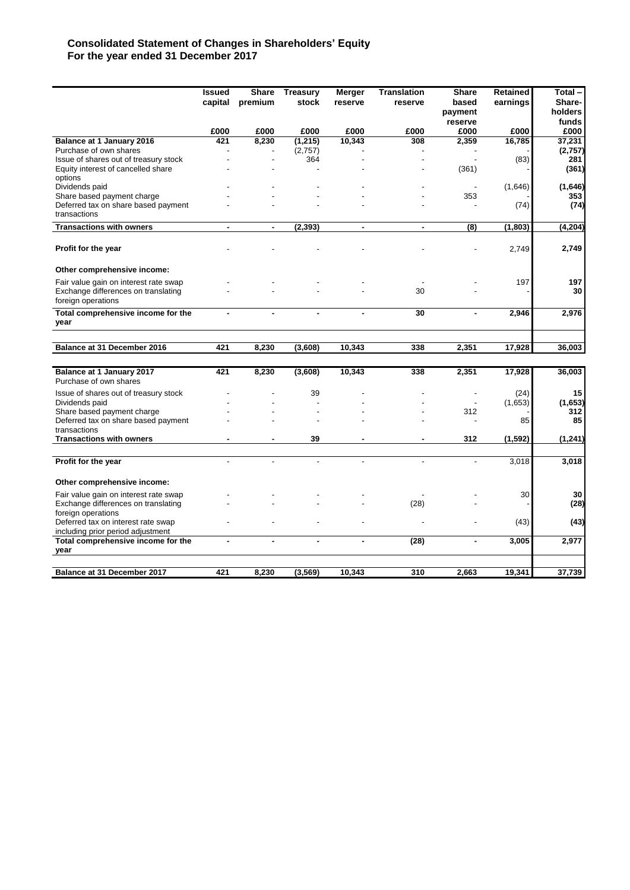# Consolidated Statement of Changes in Shareholders' Equity
## For the year ended 31 December 2017

| | Issued capital | Share premium | Treasury stock | Merger reserve | Translation reserve | Share based payment reserve | Retained earnings | Total – Share-holders funds |
|---|---|---|---|---|---|---|---|---|
| | £000 | £000 | £000 | £000 | £000 | £000 | £000 | £000 |
| **Balance at 1 January 2016** | **421** | **8,230** | **(1,215)** | **10,343** | **308** | **2,359** | **16,785** | **37,231** |
| Purchase of own shares | - | - | (2,757) | - | - | - | - | **(2,757)** |
| Issue of shares out of treasury stock | - | - | 364 | - | - | - | (83) | **281** |
| Equity interest of cancelled share options | - | - | - | - | - | (361) | - | **(361)** |
| Dividends paid | - | - | - | - | - | - | (1,646) | **(1,646)** |
| Share based payment charge | - | - | - | - | - | 353 | - | **353** |
| Deferred tax on share based payment transactions | - | - | - | - | - | - | (74) | **(74)** |
| **Transactions with owners** | **-** | **-** | **(2,393)** | **-** | **-** | **(8)** | **(1,803)** | **(4,204)** |
| **Profit for the year** | - | - | - | - | - | - | 2,749 | **2,749** |
| **Other comprehensive income:** | | | | | | | | |
| Fair value gain on interest rate swap | - | - | - | - | - | - | 197 | **197** |
| Exchange differences on translating foreign operations | - | - | - | - | 30 | - | - | **30** |
| **Total comprehensive income for the year** | **-** | **-** | **-** | **-** | **30** | **-** | **2,946** | **2,976** |
| **Balance at 31 December 2016** | **421** | **8,230** | **(3,608)** | **10,343** | **338** | **2,351** | **17,928** | **36,003** |
| | | | | | | | | |
| **Balance at 1 January 2017** | **421** | **8,230** | **(3,608)** | **10,343** | **338** | **2,351** | **17,928** | **36,003** |
| Purchase of own shares | | | | | | | | |
| Issue of shares out of treasury stock | - | - | 39 | - | - | - | (24) | **15** |
| Dividends paid | - | - | - | - | - | - | (1,653) | **(1,653)** |
| Share based payment charge | - | - | - | - | - | 312 | - | **312** |
| Deferred tax on share based payment transactions | - | - | - | - | - | - | 85 | **85** |
| **Transactions with owners** | **-** | **-** | **39** | **-** | **-** | **312** | **(1,592)** | **(1,241)** |
| **Profit for the year** | - | - | - | - | - | - | 3,018 | **3,018** |
| **Other comprehensive income:** | | | | | | | | |
| Fair value gain on interest rate swap | - | - | - | - | - | - | 30 | **30** |
| Exchange differences on translating foreign operations | - | - | - | - | (28) | - | - | **(28)** |
| Deferred tax on interest rate swap including prior period adjustment | - | - | - | - | - | - | (43) | **(43)** |
| **Total comprehensive income for the year** | **-** | **-** | **-** | **-** | **(28)** | **-** | **3,005** | **2,977** |
| **Balance at 31 December 2017** | **421** | **8,230** | **(3,569)** | **10,343** | **310** | **2,663** | **19,341** | **37,739** |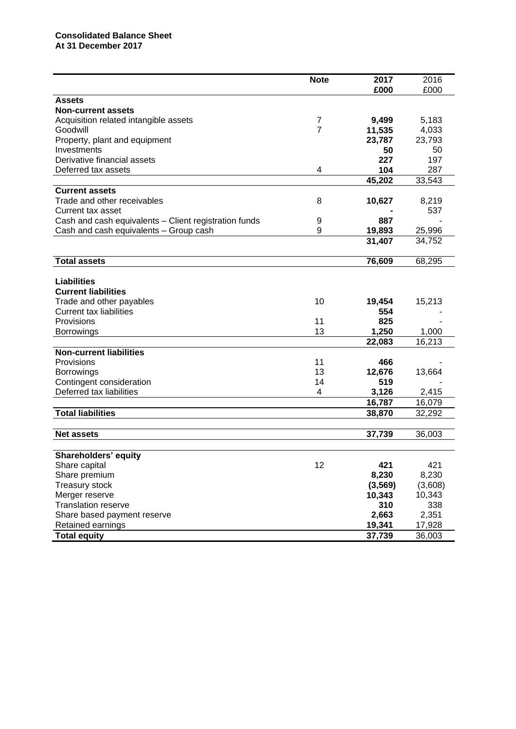**Consolidated Balance Sheet**
**At 31 December 2017**

| | Note | 2017 | 2016 |
|---|---|---|---|
| | | £000 | £000 |
| **Assets** | | | |
| **Non-current assets** | | | |
| Acquisition related intangible assets | 7 | **9,499** | 5,183 |
| Goodwill | 7 | **11,535** | 4,033 |
| Property, plant and equipment | | **23,787** | 23,793 |
| Investments | | **50** | 50 |
| Derivative financial assets | | **227** | 197 |
| Deferred tax assets | 4 | **104** | 287 |
| | | **45,202** | 33,543 |
| **Current assets** | | | |
| Trade and other receivables | 8 | **10,627** | 8,219 |
| Current tax asset | | **-** | 537 |
| Cash and cash equivalents – Client registration funds | 9 | **887** | - |
| Cash and cash equivalents – Group cash | 9 | **19,893** | 25,996 |
| | | **31,407** | 34,752 |
| **Total assets** | | **76,609** | 68,295 |
| **Liabilities** | | | |
| **Current liabilities** | | | |
| Trade and other payables | 10 | **19,454** | 15,213 |
| Current tax liabilities | | **554** | - |
| Provisions | 11 | **825** | - |
| Borrowings | 13 | **1,250** | 1,000 |
| | | **22,083** | 16,213 |
| **Non-current liabilities** | | | |
| Provisions | 11 | **466** | - |
| Borrowings | 13 | **12,676** | 13,664 |
| Contingent consideration | 14 | **519** | - |
| Deferred tax liabilities | 4 | **3,126** | 2,415 |
| | | **16,787** | 16,079 |
| **Total liabilities** | | **38,870** | 32,292 |
| **Net assets** | | **37,739** | 36,003 |
| **Shareholders' equity** | | | |
| Share capital | 12 | **421** | 421 |
| Share premium | | **8,230** | 8,230 |
| Treasury stock | | **(3,569)** | (3,608) |
| Merger reserve | | **10,343** | 10,343 |
| Translation reserve | | **310** | 338 |
| Share based payment reserve | | **2,663** | 2,351 |
| Retained earnings | | **19,341** | 17,928 |
| **Total equity** | | **37,739** | 36,003 |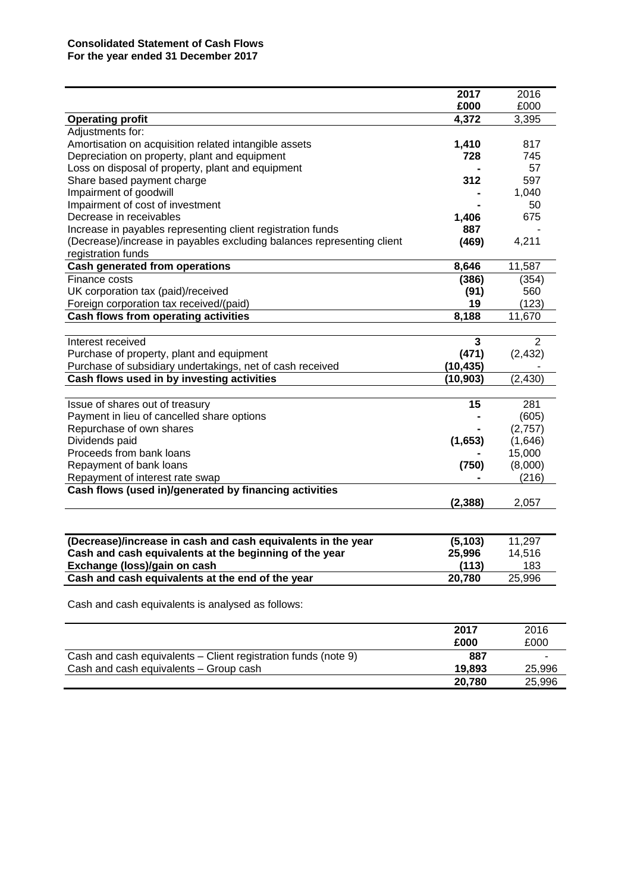**Consolidated Statement of Cash Flows**
**For the year ended 31 December 2017**

| | 2017 £000 | 2016 £000 |
|---|---|---|
| **Operating profit** | **4,372** | 3,395 |
| Adjustments for: | | |
| Amortisation on acquisition related intangible assets | **1,410** | 817 |
| Depreciation on property, plant and equipment | **728** | 745 |
| Loss on disposal of property, plant and equipment | **-** | 57 |
| Share based payment charge | **312** | 597 |
| Impairment of goodwill | **-** | 1,040 |
| Impairment of cost of investment | **-** | 50 |
| Decrease in receivables | **1,406** | 675 |
| Increase in payables representing client registration funds | **887** | - |
| (Decrease)/increase in payables excluding balances representing client registration funds | **(469)** | 4,211 |
| **Cash generated from operations** | **8,646** | 11,587 |
| Finance costs | **(386)** | (354) |
| UK corporation tax (paid)/received | **(91)** | 560 |
| Foreign corporation tax received/(paid) | **19** | (123) |
| **Cash flows from operating activities** | **8,188** | 11,670 |
| | | |
| Interest received | **3** | 2 |
| Purchase of property, plant and equipment | **(471)** | (2,432) |
| Purchase of subsidiary undertakings, net of cash received | **(10,435)** | - |
| **Cash flows used in by investing activities** | **(10,903)** | (2,430) |
| | | |
| Issue of shares out of treasury | **15** | 281 |
| Payment in lieu of cancelled share options | **-** | (605) |
| Repurchase of own shares | **-** | (2,757) |
| Dividends paid | **(1,653)** | (1,646) |
| Proceeds from bank loans | **-** | 15,000 |
| Repayment of bank loans | **(750)** | (8,000) |
| Repayment of interest rate swap | **-** | (216) |
| **Cash flows (used in)/generated by financing activities** | **(2,388)** | 2,057 |
| | | |
| **(Decrease)/increase in cash and cash equivalents in the year** | **(5,103)** | 11,297 |
| **Cash and cash equivalents at the beginning of the year** | **25,996** | 14,516 |
| **Exchange (loss)/gain on cash** | **(113)** | 183 |
| **Cash and cash equivalents at the end of the year** | **20,780** | 25,996 |

Cash and cash equivalents is analysed as follows:

| | 2017 £000 | 2016 £000 |
|---|---|---|
| Cash and cash equivalents – Client registration funds (note 9) | **887** | - |
| Cash and cash equivalents – Group cash | **19,893** | 25,996 |
| | **20,780** | 25,996 |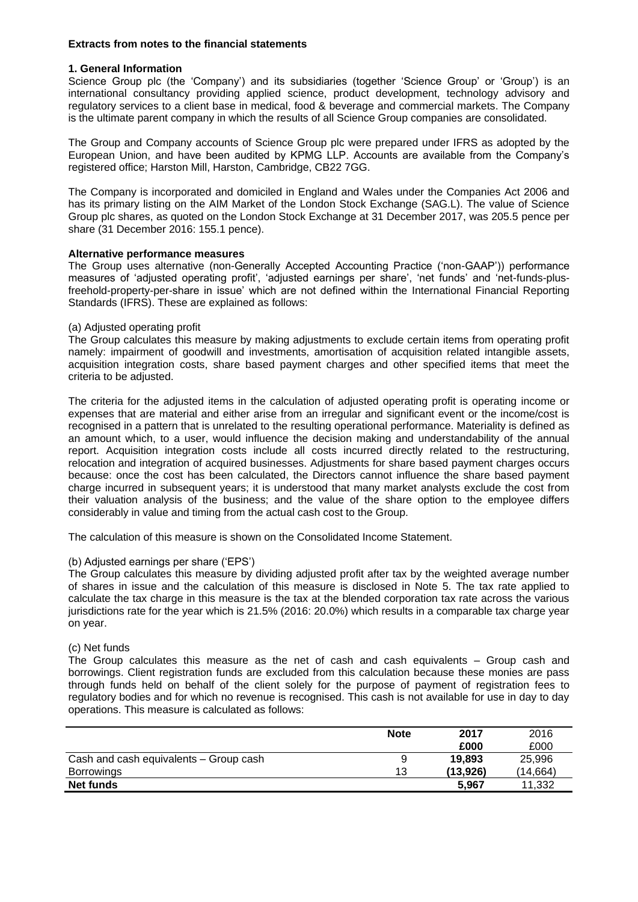**Extracts from notes to the financial statements**

**1. General Information**

Science Group plc (the 'Company') and its subsidiaries (together 'Science Group' or 'Group') is an international consultancy providing applied science, product development, technology advisory and regulatory services to a client base in medical, food & beverage and commercial markets. The Company is the ultimate parent company in which the results of all Science Group companies are consolidated.

The Group and Company accounts of Science Group plc were prepared under IFRS as adopted by the European Union, and have been audited by KPMG LLP. Accounts are available from the Company's registered office; Harston Mill, Harston, Cambridge, CB22 7GG.

The Company is incorporated and domiciled in England and Wales under the Companies Act 2006 and has its primary listing on the AIM Market of the London Stock Exchange (SAG.L). The value of Science Group plc shares, as quoted on the London Stock Exchange at 31 December 2017, was 205.5 pence per share (31 December 2016: 155.1 pence).

**Alternative performance measures**

The Group uses alternative (non-Generally Accepted Accounting Practice ('non-GAAP')) performance measures of 'adjusted operating profit', 'adjusted earnings per share', 'net funds' and 'net-funds-plus-freehold-property-per-share in issue' which are not defined within the International Financial Reporting Standards (IFRS). These are explained as follows:

(a) Adjusted operating profit

The Group calculates this measure by making adjustments to exclude certain items from operating profit namely: impairment of goodwill and investments, amortisation of acquisition related intangible assets, acquisition integration costs, share based payment charges and other specified items that meet the criteria to be adjusted.

The criteria for the adjusted items in the calculation of adjusted operating profit is operating income or expenses that are material and either arise from an irregular and significant event or the income/cost is recognised in a pattern that is unrelated to the resulting operational performance. Materiality is defined as an amount which, to a user, would influence the decision making and understandability of the annual report. Acquisition integration costs include all costs incurred directly related to the restructuring, relocation and integration of acquired businesses. Adjustments for share based payment charges occurs because: once the cost has been calculated, the Directors cannot influence the share based payment charge incurred in subsequent years; it is understood that many market analysts exclude the cost from their valuation analysis of the business; and the value of the share option to the employee differs considerably in value and timing from the actual cash cost to the Group.

The calculation of this measure is shown on the Consolidated Income Statement.

(b) Adjusted earnings per share ('EPS')

The Group calculates this measure by dividing adjusted profit after tax by the weighted average number of shares in issue and the calculation of this measure is disclosed in Note 5. The tax rate applied to calculate the tax charge in this measure is the tax at the blended corporation tax rate across the various jurisdictions rate for the year which is 21.5% (2016: 20.0%) which results in a comparable tax charge year on year.

(c) Net funds

The Group calculates this measure as the net of cash and cash equivalents – Group cash and borrowings. Client registration funds are excluded from this calculation because these monies are pass through funds held on behalf of the client solely for the purpose of payment of registration fees to regulatory bodies and for which no revenue is recognised. This cash is not available for use in day to day operations. This measure is calculated as follows:

| | Note | 2017 £000 | 2016 £000 |
|---|---|---|---|
| Cash and cash equivalents – Group cash | 9 | **19,893** | 25,996 |
| Borrowings | 13 | **(13,926)** | (14,664) |
| **Net funds** | | **5,967** | 11,332 |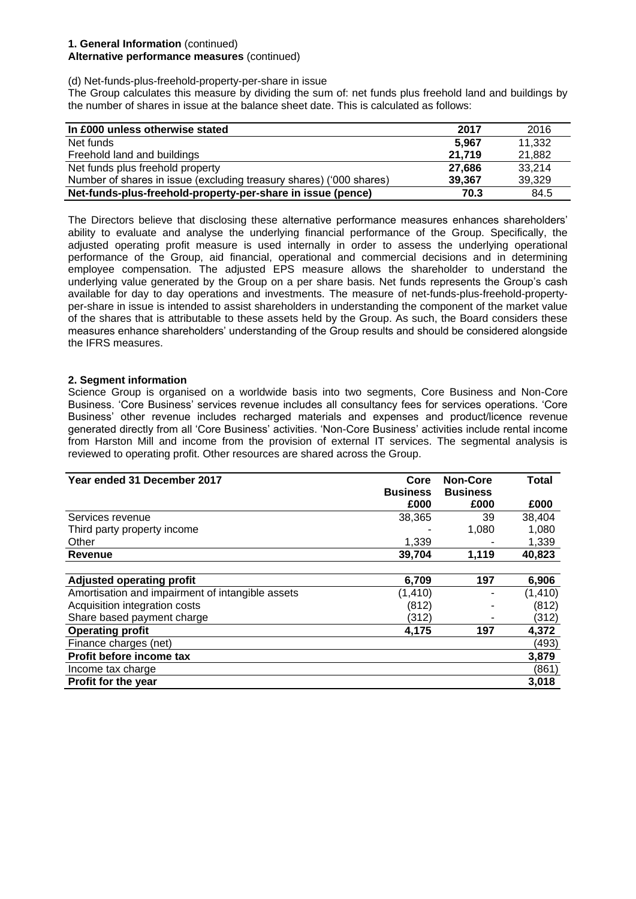**1. General Information** (continued)
**Alternative performance measures** (continued)

(d) Net-funds-plus-freehold-property-per-share in issue

The Group calculates this measure by dividing the sum of: net funds plus freehold land and buildings by the number of shares in issue at the balance sheet date. This is calculated as follows:

| In £000 unless otherwise stated | 2017 | 2016 |
|---|---|---|
| Net funds | **5,967** | 11,332 |
| Freehold land and buildings | **21,719** | 21,882 |
| Net funds plus freehold property | **27,686** | 33,214 |
| Number of shares in issue (excluding treasury shares) ('000 shares) | **39,367** | 39,329 |
| **Net-funds-plus-freehold-property-per-share in issue (pence)** | **70.3** | 84.5 |

The Directors believe that disclosing these alternative performance measures enhances shareholders' ability to evaluate and analyse the underlying financial performance of the Group. Specifically, the adjusted operating profit measure is used internally in order to assess the underlying operational performance of the Group, aid financial, operational and commercial decisions and in determining employee compensation. The adjusted EPS measure allows the shareholder to understand the underlying value generated by the Group on a per share basis. Net funds represents the Group's cash available for day to day operations and investments. The measure of net-funds-plus-freehold-property-per-share in issue is intended to assist shareholders in understanding the component of the market value of the shares that is attributable to these assets held by the Group. As such, the Board considers these measures enhance shareholders' understanding of the Group results and should be considered alongside the IFRS measures.

**2. Segment information**

Science Group is organised on a worldwide basis into two segments, Core Business and Non-Core Business. 'Core Business' services revenue includes all consultancy fees for services operations. 'Core Business' other revenue includes recharged materials and expenses and product/licence revenue generated directly from all 'Core Business' activities. 'Non-Core Business' activities include rental income from Harston Mill and income from the provision of external IT services. The segmental analysis is reviewed to operating profit. Other resources are shared across the Group.

| Year ended 31 December 2017 | Core Business £000 | Non-Core Business £000 | Total £000 |
|---|---|---|---|
| Services revenue | 38,365 | 39 | 38,404 |
| Third party property income | - | 1,080 | 1,080 |
| Other | 1,339 | - | 1,339 |
| **Revenue** | **39,704** | **1,119** | **40,823** |
| | | | |
| **Adjusted operating profit** | **6,709** | **197** | **6,906** |
| Amortisation and impairment of intangible assets | (1,410) | - | (1,410) |
| Acquisition integration costs | (812) | - | (812) |
| Share based payment charge | (312) | - | (312) |
| **Operating profit** | **4,175** | **197** | **4,372** |
| Finance charges (net) | | | (493) |
| **Profit before income tax** | | | **3,879** |
| Income tax charge | | | (861) |
| **Profit for the year** | | | **3,018** |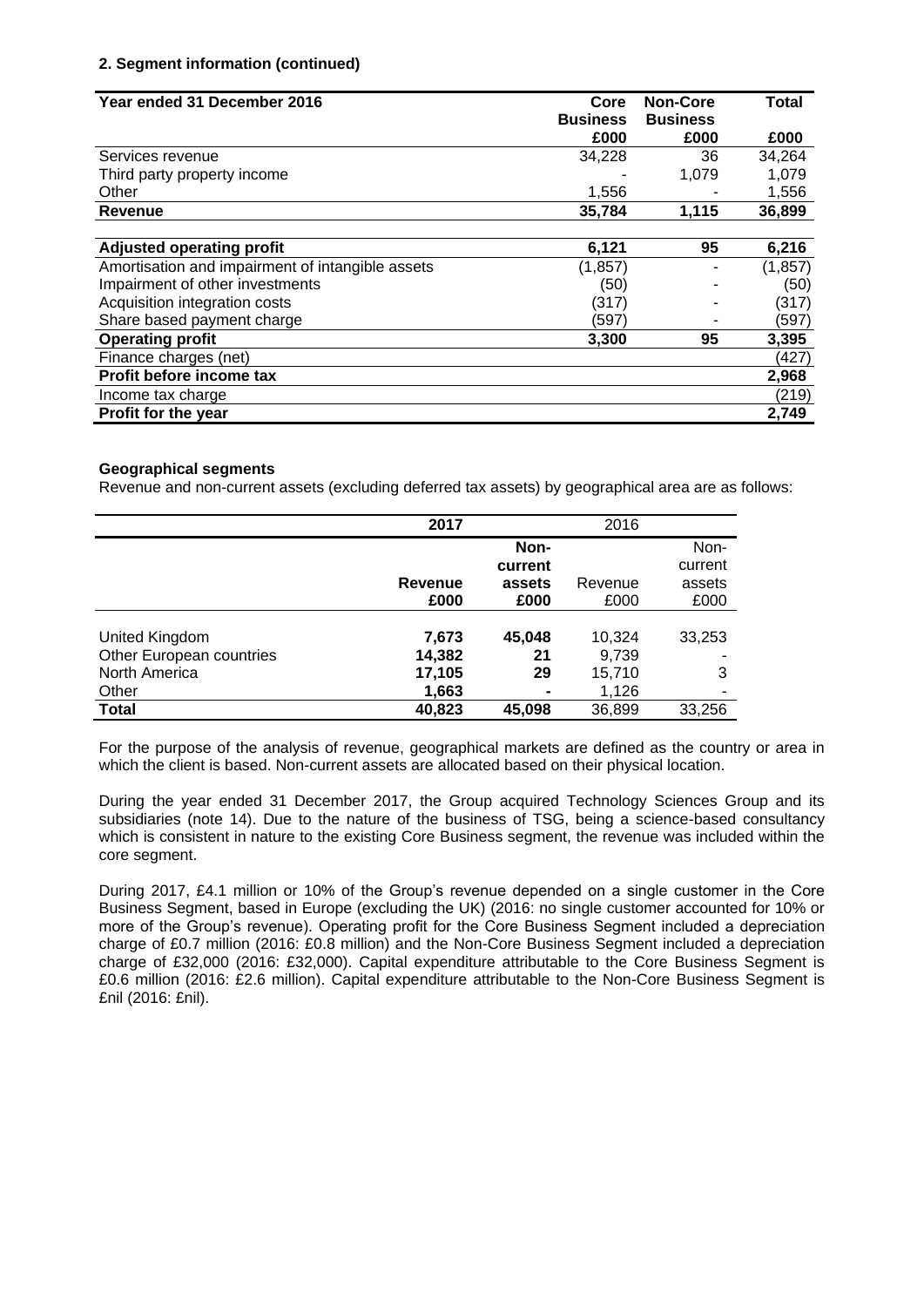**2. Segment information (continued)**

| Year ended 31 December 2016 | Core Business £000 | Non-Core Business £000 | Total £000 |
|---|---|---|---|
| Services revenue | 34,228 | 36 | 34,264 |
| Third party property income | - | 1,079 | 1,079 |
| Other | 1,556 | - | 1,556 |
| **Revenue** | **35,784** | **1,115** | **36,899** |
| | | | |
| **Adjusted operating profit** | **6,121** | **95** | **6,216** |
| Amortisation and impairment of intangible assets | (1,857) | - | (1,857) |
| Impairment of other investments | (50) | - | (50) |
| Acquisition integration costs | (317) | - | (317) |
| Share based payment charge | (597) | - | (597) |
| **Operating profit** | **3,300** | **95** | **3,395** |
| Finance charges (net) | | | (427) |
| **Profit before income tax** | | | **2,968** |
| Income tax charge | | | (219) |
| **Profit for the year** | | | **2,749** |

**Geographical segments**

Revenue and non-current assets (excluding deferred tax assets) by geographical area are as follows:

| | **2017** | | 2016 | |
|---|---|---|---|---|
| | **Revenue £000** | **Non-current assets £000** | Revenue £000 | Non-current assets £000 |
| United Kingdom | **7,673** | **45,048** | 10,324 | 33,253 |
| Other European countries | **14,382** | **21** | 9,739 | - |
| North America | **17,105** | **29** | 15,710 | 3 |
| Other | **1,663** | **-** | 1,126 | - |
| **Total** | **40,823** | **45,098** | 36,899 | 33,256 |

For the purpose of the analysis of revenue, geographical markets are defined as the country or area in which the client is based. Non-current assets are allocated based on their physical location.

During the year ended 31 December 2017, the Group acquired Technology Sciences Group and its subsidiaries (note 14). Due to the nature of the business of TSG, being a science-based consultancy which is consistent in nature to the existing Core Business segment, the revenue was included within the core segment.

During 2017, £4.1 million or 10% of the Group's revenue depended on a single customer in the Core Business Segment, based in Europe (excluding the UK) (2016: no single customer accounted for 10% or more of the Group's revenue). Operating profit for the Core Business Segment included a depreciation charge of £0.7 million (2016: £0.8 million) and the Non-Core Business Segment included a depreciation charge of £32,000 (2016: £32,000). Capital expenditure attributable to the Core Business Segment is £0.6 million (2016: £2.6 million). Capital expenditure attributable to the Non-Core Business Segment is £nil (2016: £nil).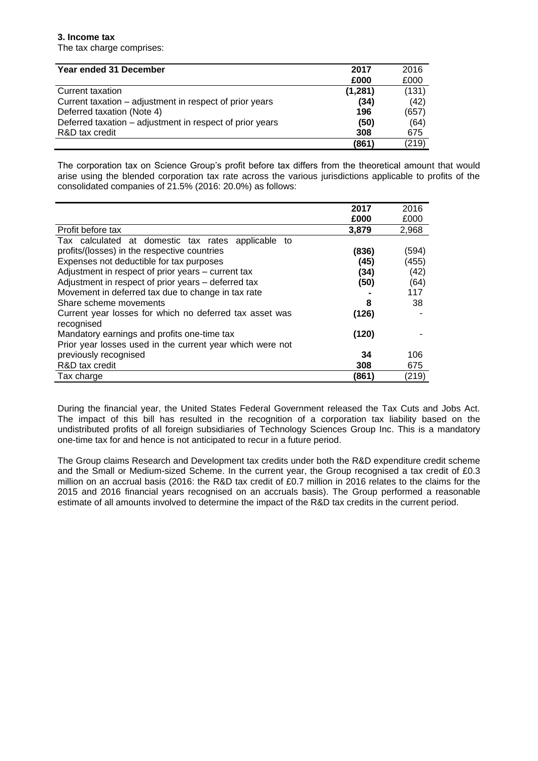### 3. Income tax

The tax charge comprises:

| Year ended 31 December | 2017 | 2016 |
|---|---|---|
| | £000 | £000 |
| Current taxation | (1,281) | (131) |
| Current taxation – adjustment in respect of prior years | (34) | (42) |
| Deferred taxation (Note 4) | 196 | (657) |
| Deferred taxation – adjustment in respect of prior years | (50) | (64) |
| R&D tax credit | 308 | 675 |
| | (861) | (219) |

The corporation tax on Science Group's profit before tax differs from the theoretical amount that would arise using the blended corporation tax rate across the various jurisdictions applicable to profits of the consolidated companies of 21.5% (2016: 20.0%) as follows:

| | 2017 | 2016 |
|---|---|---|
| | £000 | £000 |
| Profit before tax | 3,879 | 2,968 |
| Tax calculated at domestic tax rates applicable to profits/(losses) in the respective countries | (836) | (594) |
| Expenses not deductible for tax purposes | (45) | (455) |
| Adjustment in respect of prior years – current tax | (34) | (42) |
| Adjustment in respect of prior years – deferred tax | (50) | (64) |
| Movement in deferred tax due to change in tax rate | - | 117 |
| Share scheme movements | 8 | 38 |
| Current year losses for which no deferred tax asset was recognised | (126) | - |
| Mandatory earnings and profits one-time tax | (120) | - |
| Prior year losses used in the current year which were not previously recognised | 34 | 106 |
| R&D tax credit | 308 | 675 |
| Tax charge | (861) | (219) |

During the financial year, the United States Federal Government released the Tax Cuts and Jobs Act. The impact of this bill has resulted in the recognition of a corporation tax liability based on the undistributed profits of all foreign subsidiaries of Technology Sciences Group Inc. This is a mandatory one-time tax for and hence is not anticipated to recur in a future period.

The Group claims Research and Development tax credits under both the R&D expenditure credit scheme and the Small or Medium-sized Scheme. In the current year, the Group recognised a tax credit of £0.3 million on an accrual basis (2016: the R&D tax credit of £0.7 million in 2016 relates to the claims for the 2015 and 2016 financial years recognised on an accruals basis). The Group performed a reasonable estimate of all amounts involved to determine the impact of the R&D tax credits in the current period.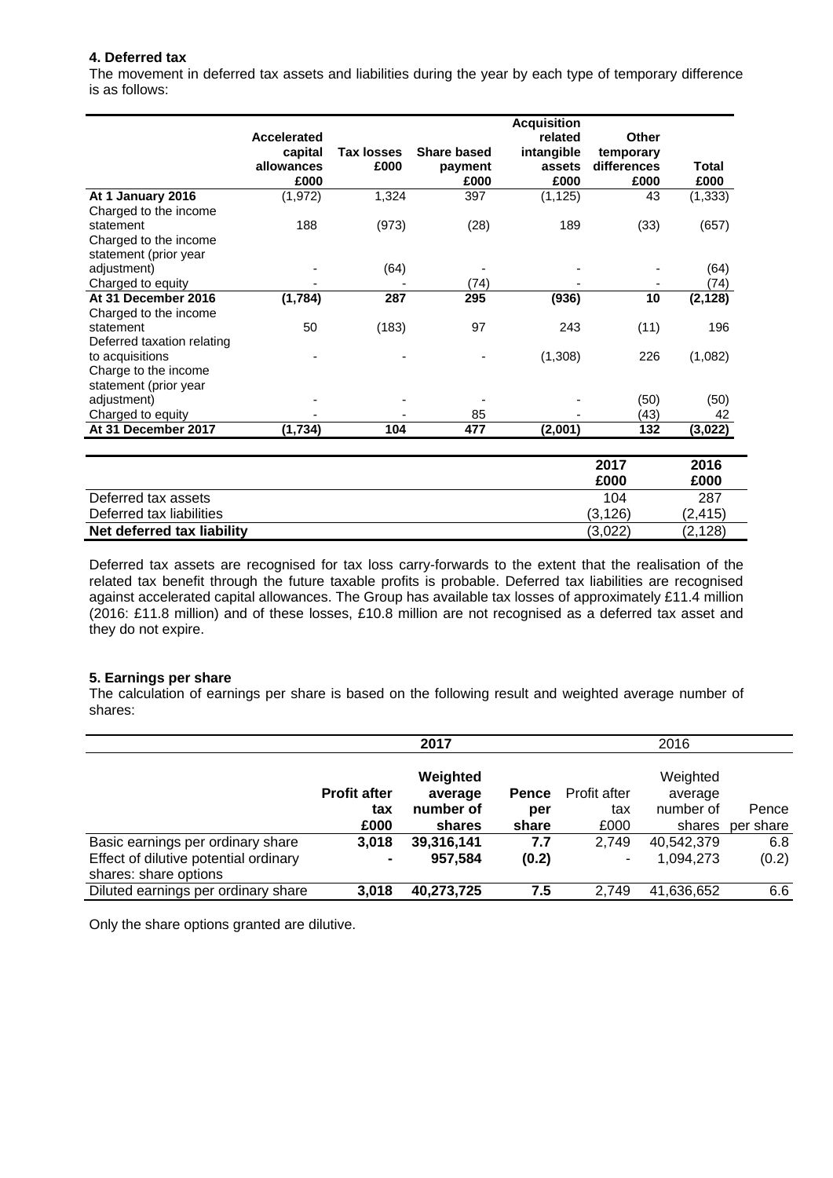## 4. Deferred tax

The movement in deferred tax assets and liabilities during the year by each type of temporary difference is as follows:

| | Accelerated capital allowances £000 | Tax losses £000 | Share based payment £000 | Acquisition related intangible assets £000 | Other temporary differences £000 | Total £000 |
|---|---|---|---|---|---|---|
| **At 1 January 2016** | (1,972) | 1,324 | 397 | (1,125) | 43 | (1,333) |
| Charged to the income statement | 188 | (973) | (28) | 189 | (33) | (657) |
| Charged to the income statement (prior year adjustment) | - | (64) | - | - | - | (64) |
| Charged to equity | - | - | (74) | - | - | (74) |
| **At 31 December 2016** | **(1,784)** | **287** | **295** | **(936)** | **10** | **(2,128)** |
| Charged to the income statement | 50 | (183) | 97 | 243 | (11) | 196 |
| Deferred taxation relating to acquisitions | - | - | - | (1,308) | 226 | (1,082) |
| Charge to the income statement (prior year adjustment) | - | - | - | - | (50) | (50) |
| Charged to equity | - | - | 85 | - | (43) | 42 |
| **At 31 December 2017** | **(1,734)** | **104** | **477** | **(2,001)** | **132** | **(3,022)** |

| | 2017 £000 | 2016 £000 |
|---|---|---|
| Deferred tax assets | 104 | 287 |
| Deferred tax liabilities | (3,126) | (2,415) |
| **Net deferred tax liability** | (3,022) | (2,128) |

Deferred tax assets are recognised for tax loss carry-forwards to the extent that the realisation of the related tax benefit through the future taxable profits is probable. Deferred tax liabilities are recognised against accelerated capital allowances. The Group has available tax losses of approximately £11.4 million (2016: £11.8 million) and of these losses, £10.8 million are not recognised as a deferred tax asset and they do not expire.

## 5. Earnings per share

The calculation of earnings per share is based on the following result and weighted average number of shares:

| | 2017 | | | 2016 | | |
|---|---|---|---|---|---|---|
| | **Profit after tax £000** | **Weighted average number of shares** | **Pence per share** | Profit after tax £000 | Weighted average number of shares | Pence per share |
| Basic earnings per ordinary share | **3,018** | **39,316,141** | **7.7** | 2,749 | 40,542,379 | 6.8 |
| Effect of dilutive potential ordinary shares: share options | **-** | **957,584** | **(0.2)** | - | 1,094,273 | (0.2) |
| Diluted earnings per ordinary share | **3,018** | **40,273,725** | **7.5** | 2,749 | 41,636,652 | 6.6 |

Only the share options granted are dilutive.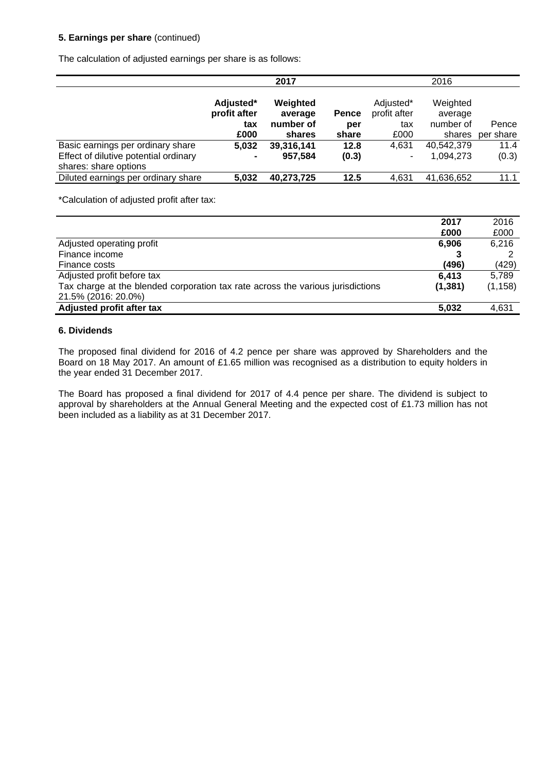**5. Earnings per share** (continued)

The calculation of adjusted earnings per share is as follows:

| | 2017 | | | 2016 | | |
|---|---|---|---|---|---|---|
| | **Adjusted* profit after tax £000** | **Weighted average number of shares** | **Pence per share** | Adjusted* profit after tax £000 | Weighted average number of shares | Pence per share |
| Basic earnings per ordinary share | **5,032** | **39,316,141** | **12.8** | 4,631 | 40,542,379 | 11.4 |
| Effect of dilutive potential ordinary shares: share options | **-** | **957,584** | **(0.3)** | - | 1,094,273 | (0.3) |
| Diluted earnings per ordinary share | **5,032** | **40,273,725** | **12.5** | 4,631 | 41,636,652 | 11.1 |

*Calculation of adjusted profit after tax:

| | **2017** | 2016 |
|---|---|---|
| | **£000** | £000 |
| Adjusted operating profit | **6,906** | 6,216 |
| Finance income | **3** | 2 |
| Finance costs | **(496)** | (429) |
| Adjusted profit before tax | **6,413** | 5,789 |
| Tax charge at the blended corporation tax rate across the various jurisdictions 21.5% (2016: 20.0%) | **(1,381)** | (1,158) |
| **Adjusted profit after tax** | **5,032** | 4,631 |

**6. Dividends**

The proposed final dividend for 2016 of 4.2 pence per share was approved by Shareholders and the Board on 18 May 2017. An amount of £1.65 million was recognised as a distribution to equity holders in the year ended 31 December 2017.

The Board has proposed a final dividend for 2017 of 4.4 pence per share. The dividend is subject to approval by shareholders at the Annual General Meeting and the expected cost of £1.73 million has not been included as a liability as at 31 December 2017.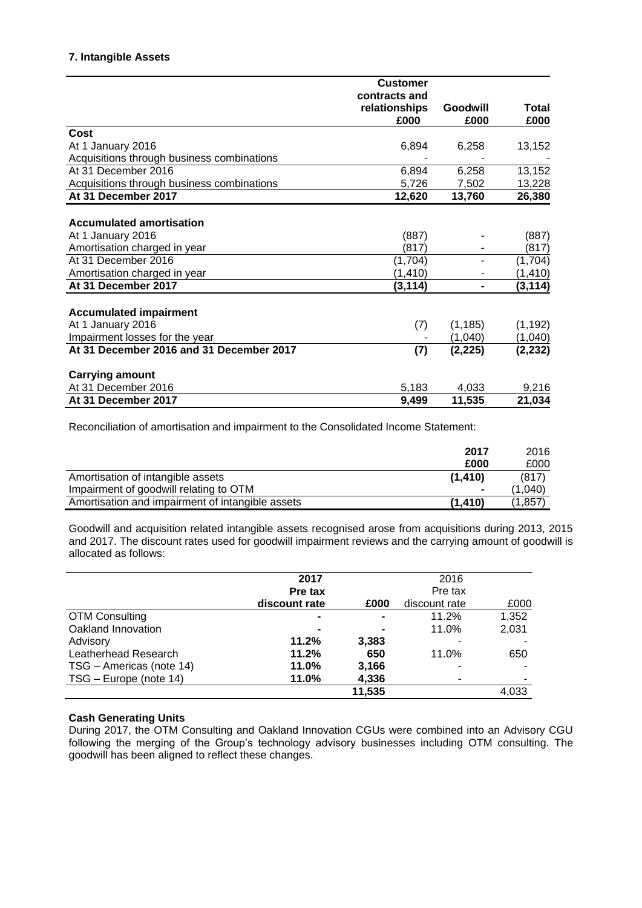### 7. Intangible Assets

| | Customer contracts and relationships £000 | Goodwill £000 | Total £000 |
|---|---|---|---|
| **Cost** | | | |
| At 1 January 2016 | 6,894 | 6,258 | 13,152 |
| Acquisitions through business combinations | - | - | - |
| At 31 December 2016 | 6,894 | 6,258 | 13,152 |
| Acquisitions through business combinations | 5,726 | 7,502 | 13,228 |
| **At 31 December 2017** | **12,620** | **13,760** | **26,380** |
| | | | |
| **Accumulated amortisation** | | | |
| At 1 January 2016 | (887) | - | (887) |
| Amortisation charged in year | (817) | - | (817) |
| At 31 December 2016 | (1,704) | - | (1,704) |
| Amortisation charged in year | (1,410) | - | (1,410) |
| **At 31 December 2017** | **(3,114)** | **-** | **(3,114)** |
| | | | |
| **Accumulated impairment** | | | |
| At 1 January 2016 | (7) | (1,185) | (1,192) |
| Impairment losses for the year | - | (1,040) | (1,040) |
| **At 31 December 2016 and 31 December 2017** | **(7)** | **(2,225)** | **(2,232)** |
| | | | |
| **Carrying amount** | | | |
| At 31 December 2016 | 5,183 | 4,033 | 9,216 |
| **At 31 December 2017** | **9,499** | **11,535** | **21,034** |

Reconciliation of amortisation and impairment to the Consolidated Income Statement:

| | **2017 £000** | 2016 £000 |
|---|---|---|
| Amortisation of intangible assets | **(1,410)** | (817) |
| Impairment of goodwill relating to OTM | **-** | (1,040) |
| Amortisation and impairment of intangible assets | **(1,410)** | (1,857) |

Goodwill and acquisition related intangible assets recognised arose from acquisitions during 2013, 2015 and 2017. The discount rates used for goodwill impairment reviews and the carrying amount of goodwill is allocated as follows:

| | **2017 Pre tax discount rate** | **£000** | 2016 Pre tax discount rate | £000 |
|---|---|---|---|---|
| OTM Consulting | **-** | **-** | 11.2% | 1,352 |
| Oakland Innovation | **-** | **-** | 11.0% | 2,031 |
| Advisory | **11.2%** | **3,383** | - | - |
| Leatherhead Research | **11.2%** | **650** | 11.0% | 650 |
| TSG – Americas (note 14) | **11.0%** | **3,166** | - | - |
| TSG – Europe (note 14) | **11.0%** | **4,336** | - | - |
| | | **11,535** | | 4,033 |

**Cash Generating Units**

During 2017, the OTM Consulting and Oakland Innovation CGUs were combined into an Advisory CGU following the merging of the Group's technology advisory businesses including OTM consulting. The goodwill has been aligned to reflect these changes.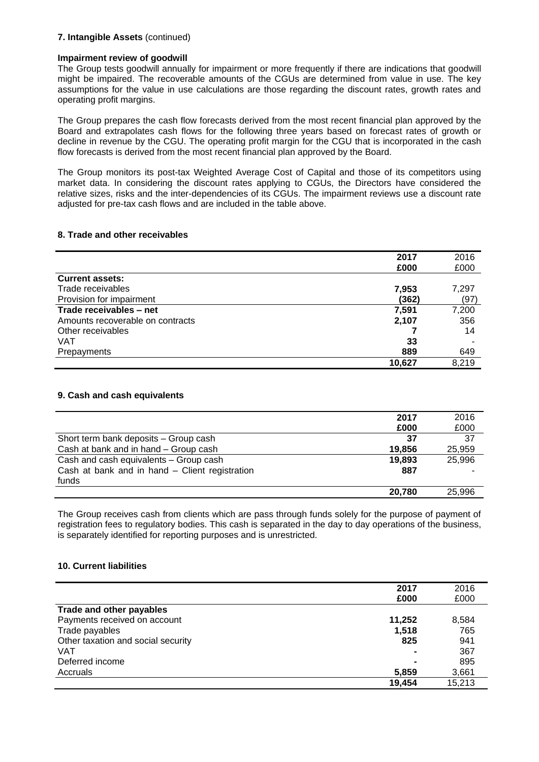**7. Intangible Assets** (continued)

**Impairment review of goodwill**

The Group tests goodwill annually for impairment or more frequently if there are indications that goodwill might be impaired. The recoverable amounts of the CGUs are determined from value in use. The key assumptions for the value in use calculations are those regarding the discount rates, growth rates and operating profit margins.

The Group prepares the cash flow forecasts derived from the most recent financial plan approved by the Board and extrapolates cash flows for the following three years based on forecast rates of growth or decline in revenue by the CGU. The operating profit margin for the CGU that is incorporated in the cash flow forecasts is derived from the most recent financial plan approved by the Board.

The Group monitors its post-tax Weighted Average Cost of Capital and those of its competitors using market data. In considering the discount rates applying to CGUs, the Directors have considered the relative sizes, risks and the inter-dependencies of its CGUs. The impairment reviews use a discount rate adjusted for pre-tax cash flows and are included in the table above.

## 8. Trade and other receivables

| | 2017 | 2016 |
|---|---|---|
| | £000 | £000 |
| **Current assets:** | | |
| Trade receivables | **7,953** | 7,297 |
| Provision for impairment | **(362)** | (97) |
| **Trade receivables – net** | **7,591** | 7,200 |
| Amounts recoverable on contracts | **2,107** | 356 |
| Other receivables | **7** | 14 |
| VAT | **33** | - |
| Prepayments | **889** | 649 |
| | **10,627** | 8,219 |

## 9. Cash and cash equivalents

| | 2017 | 2016 |
|---|---|---|
| | £000 | £000 |
| Short term bank deposits – Group cash | **37** | 37 |
| Cash at bank and in hand – Group cash | **19,856** | 25,959 |
| Cash and cash equivalents – Group cash | **19,893** | 25,996 |
| Cash at bank and in hand – Client registration funds | **887** | - |
| | **20,780** | 25,996 |

The Group receives cash from clients which are pass through funds solely for the purpose of payment of registration fees to regulatory bodies. This cash is separated in the day to day operations of the business, is separately identified for reporting purposes and is unrestricted.

## 10. Current liabilities

| | 2017 | 2016 |
|---|---|---|
| | £000 | £000 |
| **Trade and other payables** | | |
| Payments received on account | **11,252** | 8,584 |
| Trade payables | **1,518** | 765 |
| Other taxation and social security | **825** | 941 |
| VAT | **-** | 367 |
| Deferred income | **-** | 895 |
| Accruals | **5,859** | 3,661 |
| | **19,454** | 15,213 |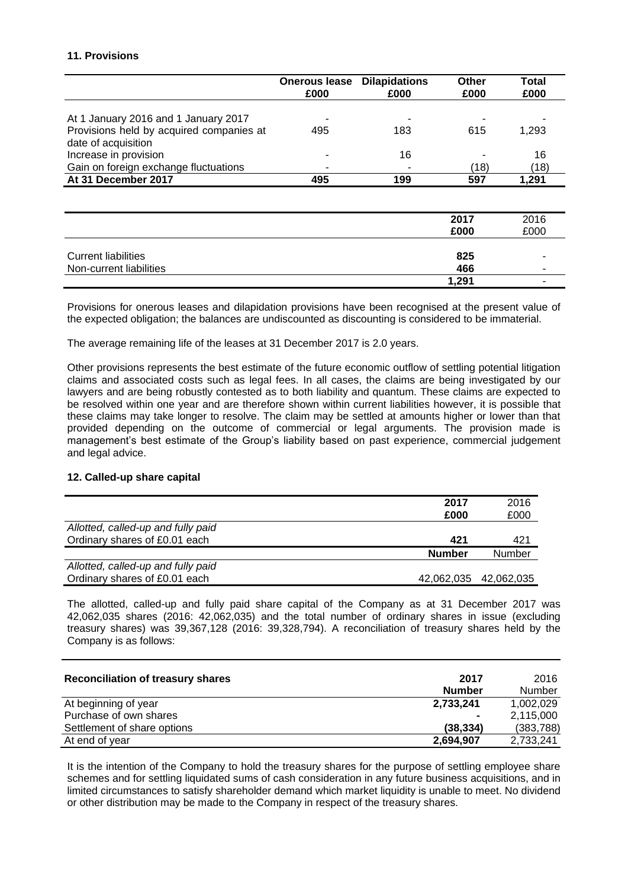### 11. Provisions

| | Onerous lease £000 | Dilapidations £000 | Other £000 | Total £000 |
|---|---|---|---|---|
| At 1 January 2016 and 1 January 2017 | - | - | - | - |
| Provisions held by acquired companies at date of acquisition | 495 | 183 | 615 | 1,293 |
| Increase in provision | - | 16 | - | 16 |
| Gain on foreign exchange fluctuations | - | - | (18) | (18) |
| **At 31 December 2017** | **495** | **199** | **597** | **1,291** |

| | 2017 £000 | 2016 £000 |
|---|---|---|
| Current liabilities | **825** | - |
| Non-current liabilities | **466** | - |
| | **1,291** | - |

Provisions for onerous leases and dilapidation provisions have been recognised at the present value of the expected obligation; the balances are undiscounted as discounting is considered to be immaterial.

The average remaining life of the leases at 31 December 2017 is 2.0 years.

Other provisions represents the best estimate of the future economic outflow of settling potential litigation claims and associated costs such as legal fees. In all cases, the claims are being investigated by our lawyers and are being robustly contested as to both liability and quantum. These claims are expected to be resolved within one year and are therefore shown within current liabilities however, it is possible that these claims may take longer to resolve. The claim may be settled at amounts higher or lower than that provided depending on the outcome of commercial or legal arguments. The provision made is management's best estimate of the Group's liability based on past experience, commercial judgement and legal advice.

### 12. Called-up share capital

| | 2017 £000 | 2016 £000 |
|---|---|---|
| *Allotted, called-up and fully paid* | | |
| Ordinary shares of £0.01 each | **421** | 421 |
| | **Number** | Number |
| *Allotted, called-up and fully paid* | | |
| Ordinary shares of £0.01 each | 42,062,035 | 42,062,035 |

The allotted, called-up and fully paid share capital of the Company as at 31 December 2017 was 42,062,035 shares (2016: 42,062,035) and the total number of ordinary shares in issue (excluding treasury shares) was 39,367,128 (2016: 39,328,794). A reconciliation of treasury shares held by the Company is as follows:

| Reconciliation of treasury shares | 2017 Number | 2016 Number |
|---|---|---|
| At beginning of year | **2,733,241** | 1,002,029 |
| Purchase of own shares | **-** | 2,115,000 |
| Settlement of share options | **(38,334)** | (383,788) |
| At end of year | **2,694,907** | 2,733,241 |

It is the intention of the Company to hold the treasury shares for the purpose of settling employee share schemes and for settling liquidated sums of cash consideration in any future business acquisitions, and in limited circumstances to satisfy shareholder demand which market liquidity is unable to meet. No dividend or other distribution may be made to the Company in respect of the treasury shares.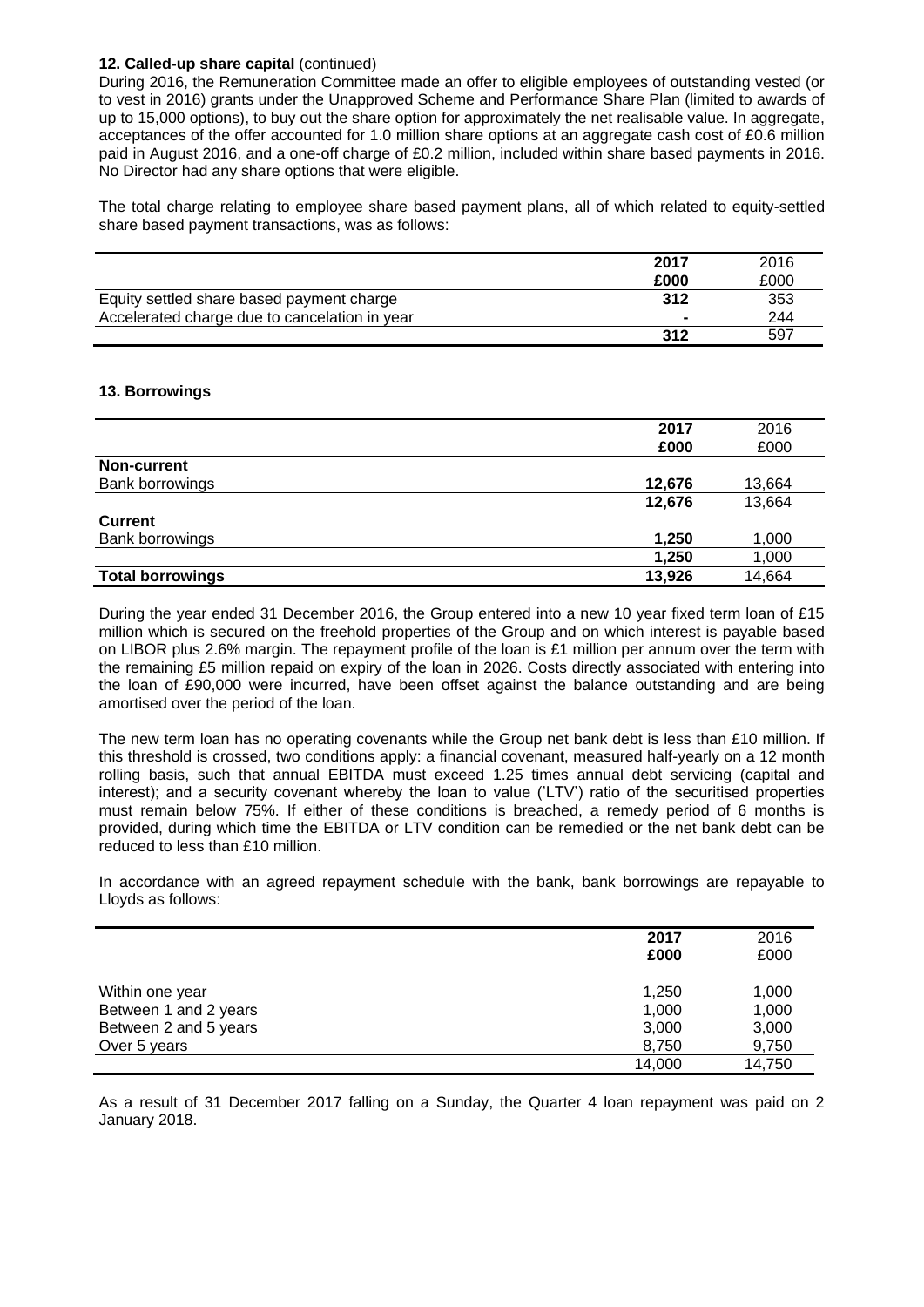**12. Called-up share capital** (continued)

During 2016, the Remuneration Committee made an offer to eligible employees of outstanding vested (or to vest in 2016) grants under the Unapproved Scheme and Performance Share Plan (limited to awards of up to 15,000 options), to buy out the share option for approximately the net realisable value. In aggregate, acceptances of the offer accounted for 1.0 million share options at an aggregate cash cost of £0.6 million paid in August 2016, and a one-off charge of £0.2 million, included within share based payments in 2016. No Director had any share options that were eligible.

The total charge relating to employee share based payment plans, all of which related to equity-settled share based payment transactions, was as follows:

| | **2017** **£000** | 2016 £000 |
|---|---|---|
| Equity settled share based payment charge | **312** | 353 |
| Accelerated charge due to cancelation in year | **-** | 244 |
| | **312** | 597 |

**13. Borrowings**

| | **2017** **£000** | 2016 £000 |
|---|---|---|
| **Non-current** | | |
| Bank borrowings | **12,676** | 13,664 |
| | **12,676** | 13,664 |
| **Current** | | |
| Bank borrowings | **1,250** | 1,000 |
| | **1,250** | 1,000 |
| **Total borrowings** | **13,926** | 14,664 |

During the year ended 31 December 2016, the Group entered into a new 10 year fixed term loan of £15 million which is secured on the freehold properties of the Group and on which interest is payable based on LIBOR plus 2.6% margin. The repayment profile of the loan is £1 million per annum over the term with the remaining £5 million repaid on expiry of the loan in 2026. Costs directly associated with entering into the loan of £90,000 were incurred, have been offset against the balance outstanding and are being amortised over the period of the loan.

The new term loan has no operating covenants while the Group net bank debt is less than £10 million. If this threshold is crossed, two conditions apply: a financial covenant, measured half-yearly on a 12 month rolling basis, such that annual EBITDA must exceed 1.25 times annual debt servicing (capital and interest); and a security covenant whereby the loan to value ('LTV') ratio of the securitised properties must remain below 75%. If either of these conditions is breached, a remedy period of 6 months is provided, during which time the EBITDA or LTV condition can be remedied or the net bank debt can be reduced to less than £10 million.

In accordance with an agreed repayment schedule with the bank, bank borrowings are repayable to Lloyds as follows:

| | **2017** **£000** | 2016 £000 |
|---|---|---|
| Within one year | 1,250 | 1,000 |
| Between 1 and 2 years | 1,000 | 1,000 |
| Between 2 and 5 years | 3,000 | 3,000 |
| Over 5 years | 8,750 | 9,750 |
| | 14,000 | 14,750 |

As a result of 31 December 2017 falling on a Sunday, the Quarter 4 loan repayment was paid on 2 January 2018.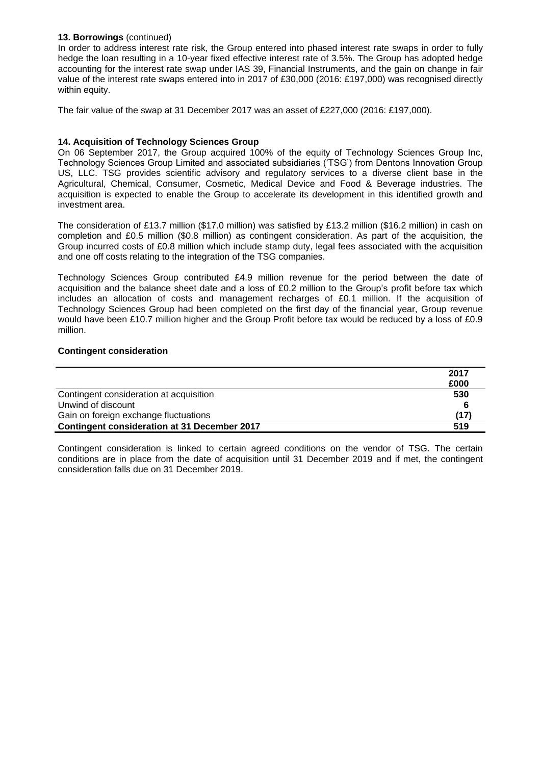**13. Borrowings** (continued)

In order to address interest rate risk, the Group entered into phased interest rate swaps in order to fully hedge the loan resulting in a 10-year fixed effective interest rate of 3.5%. The Group has adopted hedge accounting for the interest rate swap under IAS 39, Financial Instruments, and the gain on change in fair value of the interest rate swaps entered into in 2017 of £30,000 (2016: £197,000) was recognised directly within equity.

The fair value of the swap at 31 December 2017 was an asset of £227,000 (2016: £197,000).

**14. Acquisition of Technology Sciences Group**

On 06 September 2017, the Group acquired 100% of the equity of Technology Sciences Group Inc, Technology Sciences Group Limited and associated subsidiaries ('TSG') from Dentons Innovation Group US, LLC. TSG provides scientific advisory and regulatory services to a diverse client base in the Agricultural, Chemical, Consumer, Cosmetic, Medical Device and Food & Beverage industries. The acquisition is expected to enable the Group to accelerate its development in this identified growth and investment area.

The consideration of £13.7 million ($17.0 million) was satisfied by £13.2 million ($16.2 million) in cash on completion and £0.5 million ($0.8 million) as contingent consideration. As part of the acquisition, the Group incurred costs of £0.8 million which include stamp duty, legal fees associated with the acquisition and one off costs relating to the integration of the TSG companies.

Technology Sciences Group contributed £4.9 million revenue for the period between the date of acquisition and the balance sheet date and a loss of £0.2 million to the Group's profit before tax which includes an allocation of costs and management recharges of £0.1 million. If the acquisition of Technology Sciences Group had been completed on the first day of the financial year, Group revenue would have been £10.7 million higher and the Group Profit before tax would be reduced by a loss of £0.9 million.

**Contingent consideration**

| | 2017<br>£000 |
|---|---|
| Contingent consideration at acquisition | 530 |
| Unwind of discount | 6 |
| Gain on foreign exchange fluctuations | (17) |
| **Contingent consideration at 31 December 2017** | **519** |

Contingent consideration is linked to certain agreed conditions on the vendor of TSG. The certain conditions are in place from the date of acquisition until 31 December 2019 and if met, the contingent consideration falls due on 31 December 2019.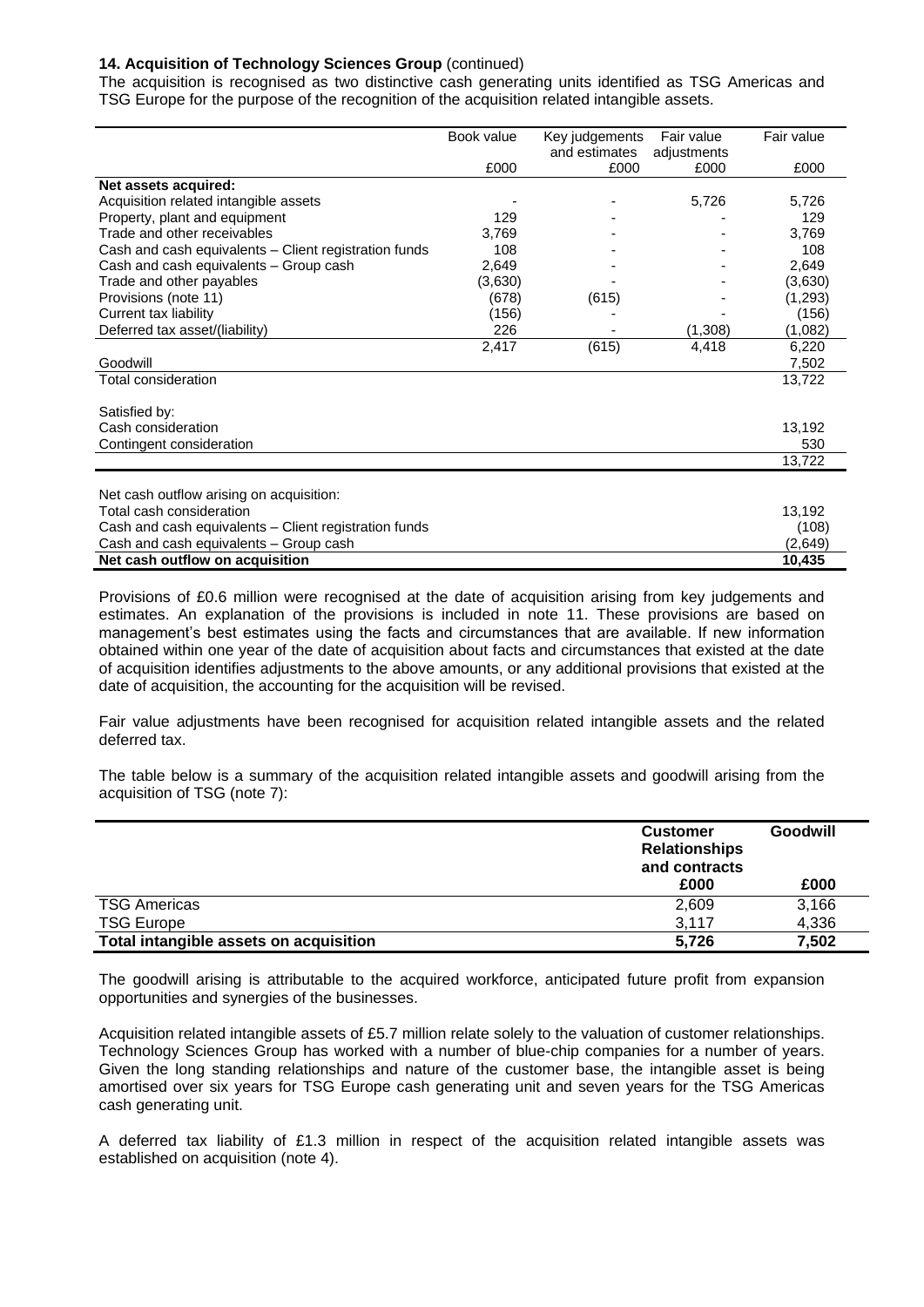**14. Acquisition of Technology Sciences Group** (continued)

The acquisition is recognised as two distinctive cash generating units identified as TSG Americas and TSG Europe for the purpose of the recognition of the acquisition related intangible assets.

| | Book value | Key judgements and estimates | Fair value adjustments | Fair value |
|---|---|---|---|---|
| | £000 | £000 | £000 | £000 |
| **Net assets acquired:** | | | | |
| Acquisition related intangible assets | - | - | 5,726 | 5,726 |
| Property, plant and equipment | 129 | - | - | 129 |
| Trade and other receivables | 3,769 | - | - | 3,769 |
| Cash and cash equivalents – Client registration funds | 108 | - | - | 108 |
| Cash and cash equivalents – Group cash | 2,649 | - | - | 2,649 |
| Trade and other payables | (3,630) | - | - | (3,630) |
| Provisions (note 11) | (678) | (615) | - | (1,293) |
| Current tax liability | (156) | - | - | (156) |
| Deferred tax asset/(liability) | 226 | - | (1,308) | (1,082) |
| | 2,417 | (615) | 4,418 | 6,220 |
| Goodwill | | | | 7,502 |
| Total consideration | | | | 13,722 |
| | | | | |
| Satisfied by: | | | | |
| Cash consideration | | | | 13,192 |
| Contingent consideration | | | | 530 |
| | | | | 13,722 |
| | | | | |
| Net cash outflow arising on acquisition: | | | | |
| Total cash consideration | | | | 13,192 |
| Cash and cash equivalents – Client registration funds | | | | (108) |
| Cash and cash equivalents – Group cash | | | | (2,649) |
| **Net cash outflow on acquisition** | | | | **10,435** |

Provisions of £0.6 million were recognised at the date of acquisition arising from key judgements and estimates. An explanation of the provisions is included in note 11. These provisions are based on management's best estimates using the facts and circumstances that are available. If new information obtained within one year of the date of acquisition about facts and circumstances that existed at the date of acquisition identifies adjustments to the above amounts, or any additional provisions that existed at the date of acquisition, the accounting for the acquisition will be revised.

Fair value adjustments have been recognised for acquisition related intangible assets and the related deferred tax.

The table below is a summary of the acquisition related intangible assets and goodwill arising from the acquisition of TSG (note 7):

| | **Customer Relationships and contracts** | **Goodwill** |
|---|---|---|
| | **£000** | **£000** |
| TSG Americas | 2,609 | 3,166 |
| TSG Europe | 3,117 | 4,336 |
| **Total intangible assets on acquisition** | **5,726** | **7,502** |

The goodwill arising is attributable to the acquired workforce, anticipated future profit from expansion opportunities and synergies of the businesses.

Acquisition related intangible assets of £5.7 million relate solely to the valuation of customer relationships. Technology Sciences Group has worked with a number of blue-chip companies for a number of years. Given the long standing relationships and nature of the customer base, the intangible asset is being amortised over six years for TSG Europe cash generating unit and seven years for the TSG Americas cash generating unit.

A deferred tax liability of £1.3 million in respect of the acquisition related intangible assets was established on acquisition (note 4).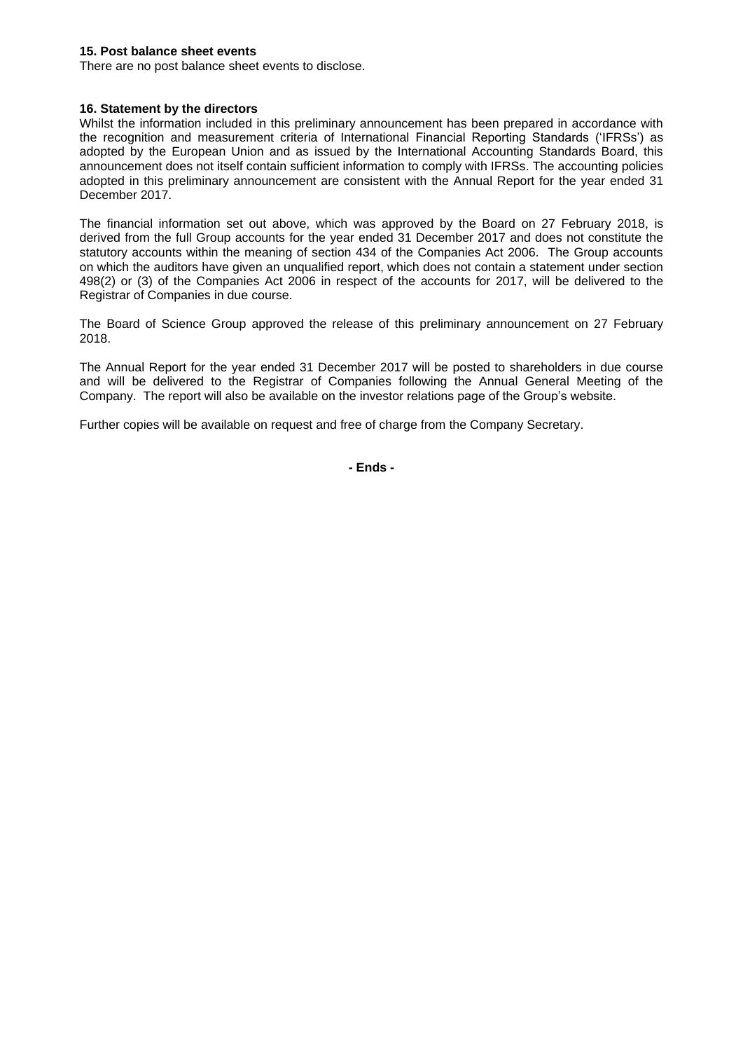**15. Post balance sheet events**

There are no post balance sheet events to disclose.

**16. Statement by the directors**

Whilst the information included in this preliminary announcement has been prepared in accordance with the recognition and measurement criteria of International Financial Reporting Standards ('IFRSs') as adopted by the European Union and as issued by the International Accounting Standards Board, this announcement does not itself contain sufficient information to comply with IFRSs. The accounting policies adopted in this preliminary announcement are consistent with the Annual Report for the year ended 31 December 2017.

The financial information set out above, which was approved by the Board on 27 February 2018, is derived from the full Group accounts for the year ended 31 December 2017 and does not constitute the statutory accounts within the meaning of section 434 of the Companies Act 2006. The Group accounts on which the auditors have given an unqualified report, which does not contain a statement under section 498(2) or (3) of the Companies Act 2006 in respect of the accounts for 2017, will be delivered to the Registrar of Companies in due course.

The Board of Science Group approved the release of this preliminary announcement on 27 February 2018.

The Annual Report for the year ended 31 December 2017 will be posted to shareholders in due course and will be delivered to the Registrar of Companies following the Annual General Meeting of the Company. The report will also be available on the investor relations page of the Group's website.

Further copies will be available on request and free of charge from the Company Secretary.

**- Ends -**